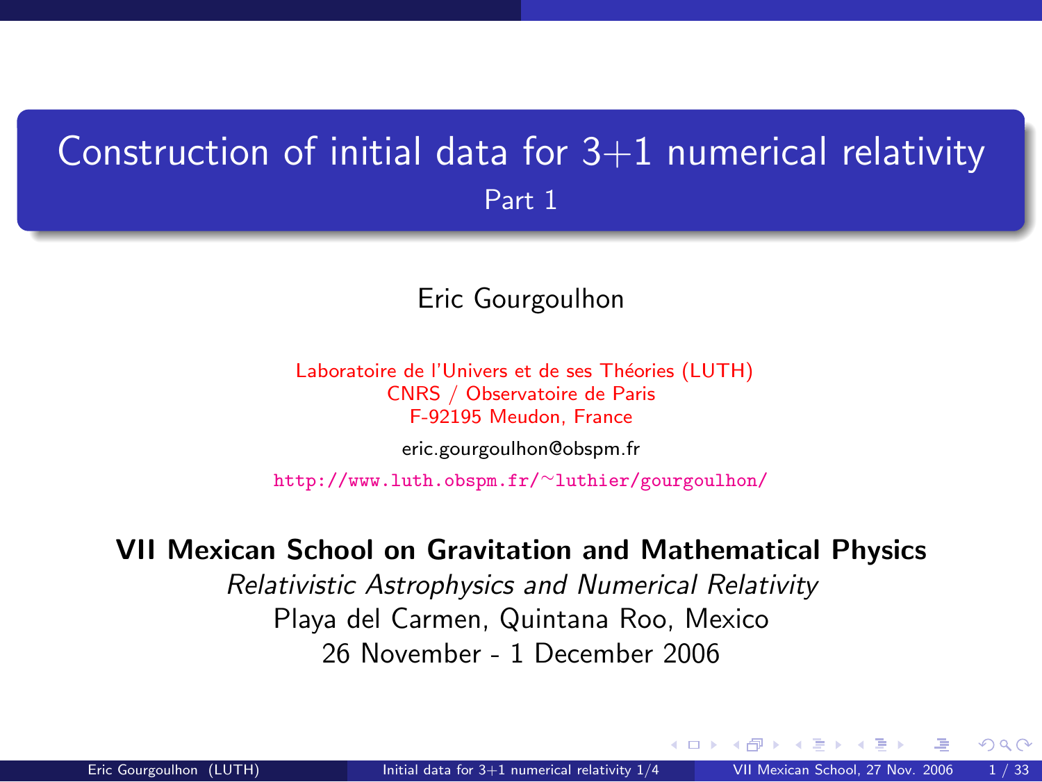# Construction of initial data for 3+1 numerical relativity

## Part 1

Eric Gourgoulhon

Laboratoire de l'Univers et de ses Théories (LUTH)
CNRS / Observatoire de Paris
F-92195 Meudon, France

eric.gourgoulhon@obspm.fr

http://www.luth.obspm.fr/~luthier/gourgoulhon/

**VII Mexican School on Gravitation and Mathematical Physics**

*Relativistic Astrophysics and Numerical Relativity*

Playa del Carmen, Quintana Roo, Mexico

26 November - 1 December 2006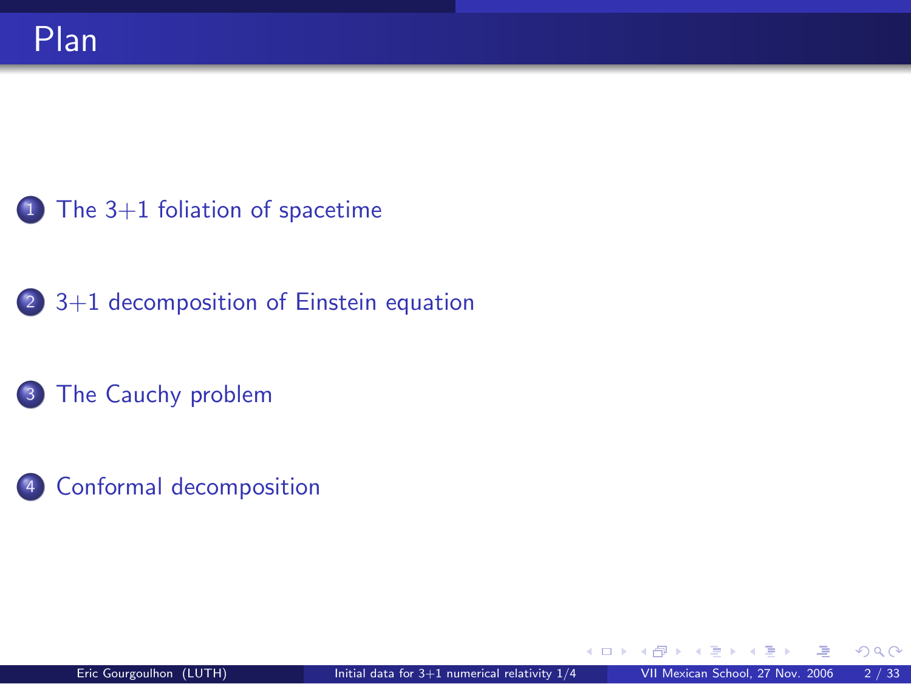# Plan

1. The 3+1 foliation of spacetime
2. 3+1 decomposition of Einstein equation
3. The Cauchy problem
4. Conformal decomposition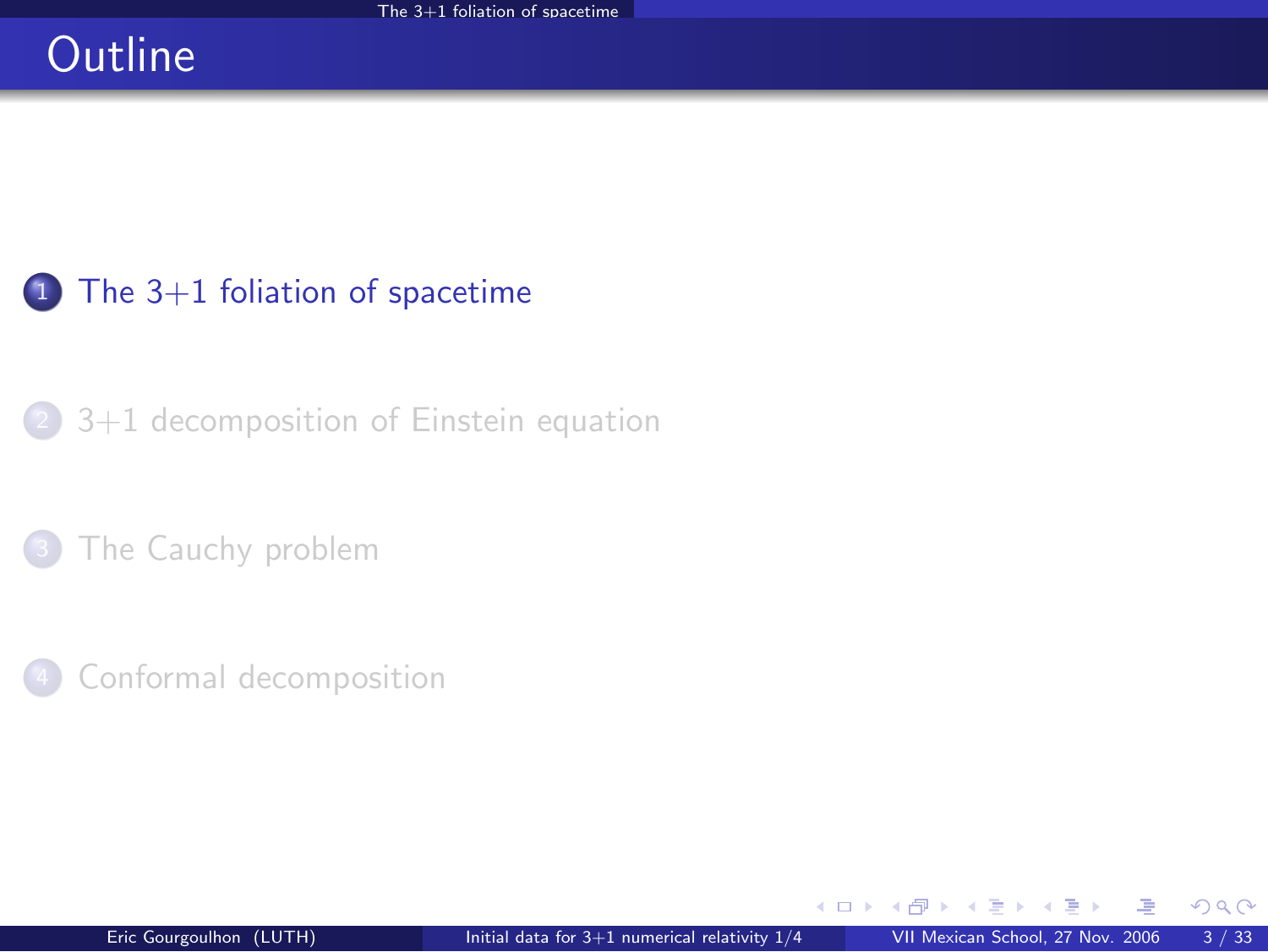# Outline

1. The 3+1 foliation of spacetime
2. 3+1 decomposition of Einstein equation
3. The Cauchy problem
4. Conformal decomposition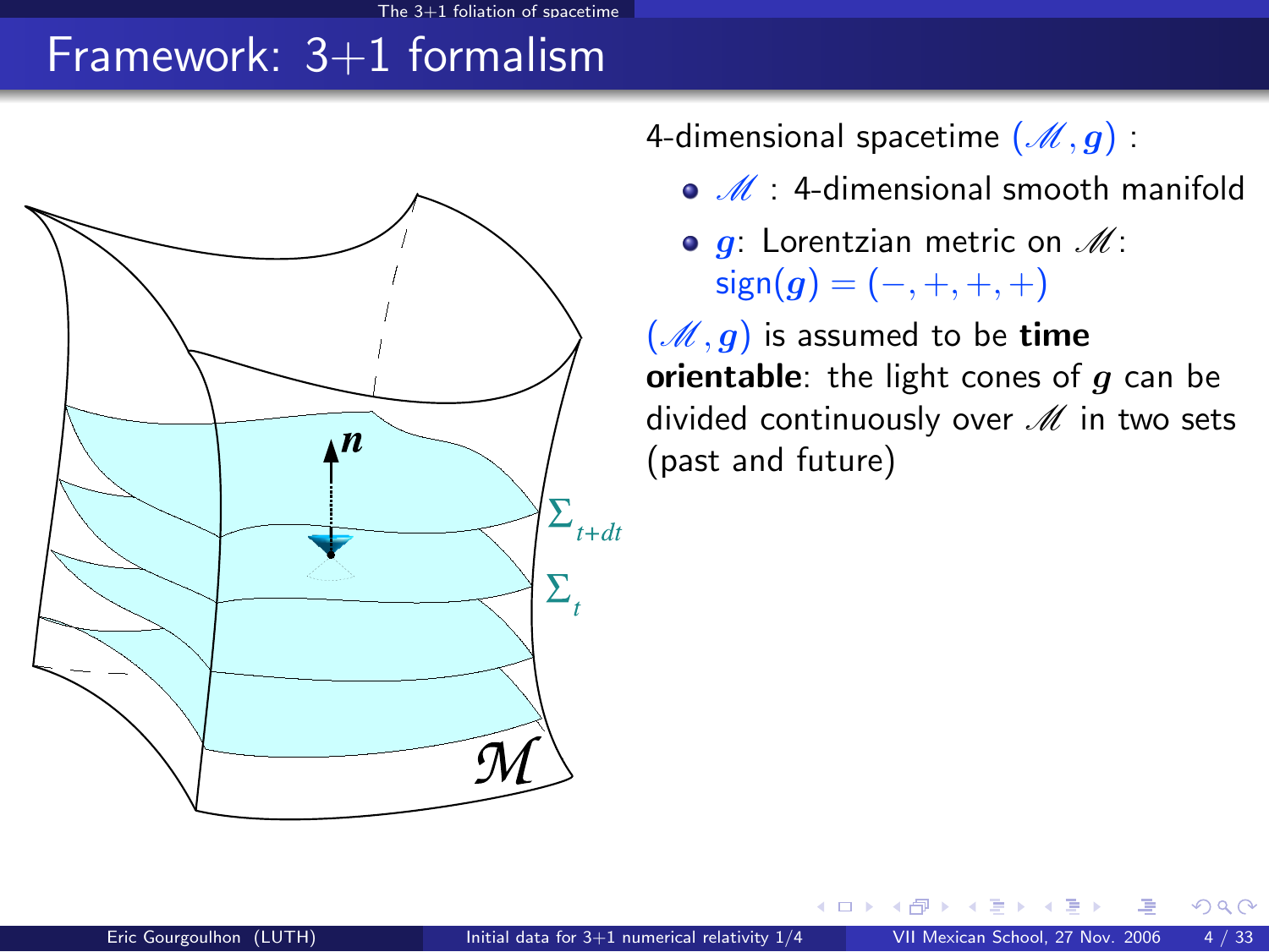# Framework: 3+1 formalism

4-dimensional spacetime $(\mathscr{M}, \boldsymbol{g})$ :

- $\mathscr{M}$ : 4-dimensional smooth manifold
- $\boldsymbol{g}$: Lorentzian metric on $\mathscr{M}$: $\mathrm{sign}(\boldsymbol{g}) = (-, +, +, +)$

$(\mathscr{M}, \boldsymbol{g})$ is assumed to be **time orientable**: the light cones of $\boldsymbol{g}$ can be divided continuously over $\mathscr{M}$ in two sets (past and future)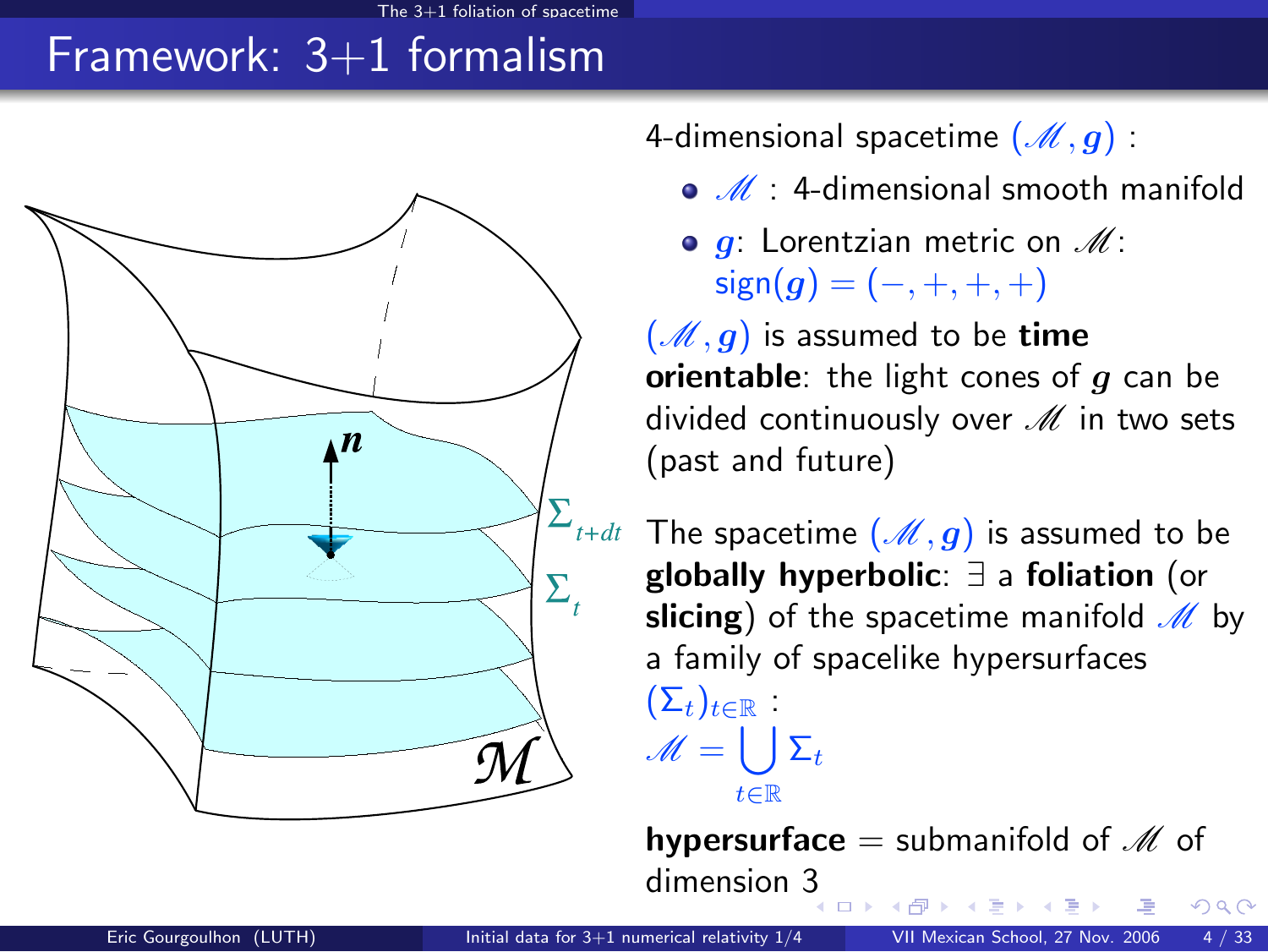# Framework: 3+1 formalism

4-dimensional spacetime $(\mathscr{M}, \boldsymbol{g})$ :

- $\mathscr{M}$ : 4-dimensional smooth manifold
- $\boldsymbol{g}$: Lorentzian metric on $\mathscr{M}$: $\mathrm{sign}(\boldsymbol{g}) = (-,+,+,+)$

$(\mathscr{M}, \boldsymbol{g})$ is assumed to be **time orientable**: the light cones of $\boldsymbol{g}$ can be divided continuously over $\mathscr{M}$ in two sets (past and future)

The spacetime $(\mathscr{M}, \boldsymbol{g})$ is assumed to be **globally hyperbolic**: $\exists$ a **foliation** (or **slicing**) of the spacetime manifold $\mathscr{M}$ by a family of spacelike hypersurfaces $(\Sigma_t)_{t\in\mathbb{R}}$ :

$$\mathscr{M} = \bigcup_{t\in\mathbb{R}} \Sigma_t$$

**hypersurface** = submanifold of $\mathscr{M}$ of dimension 3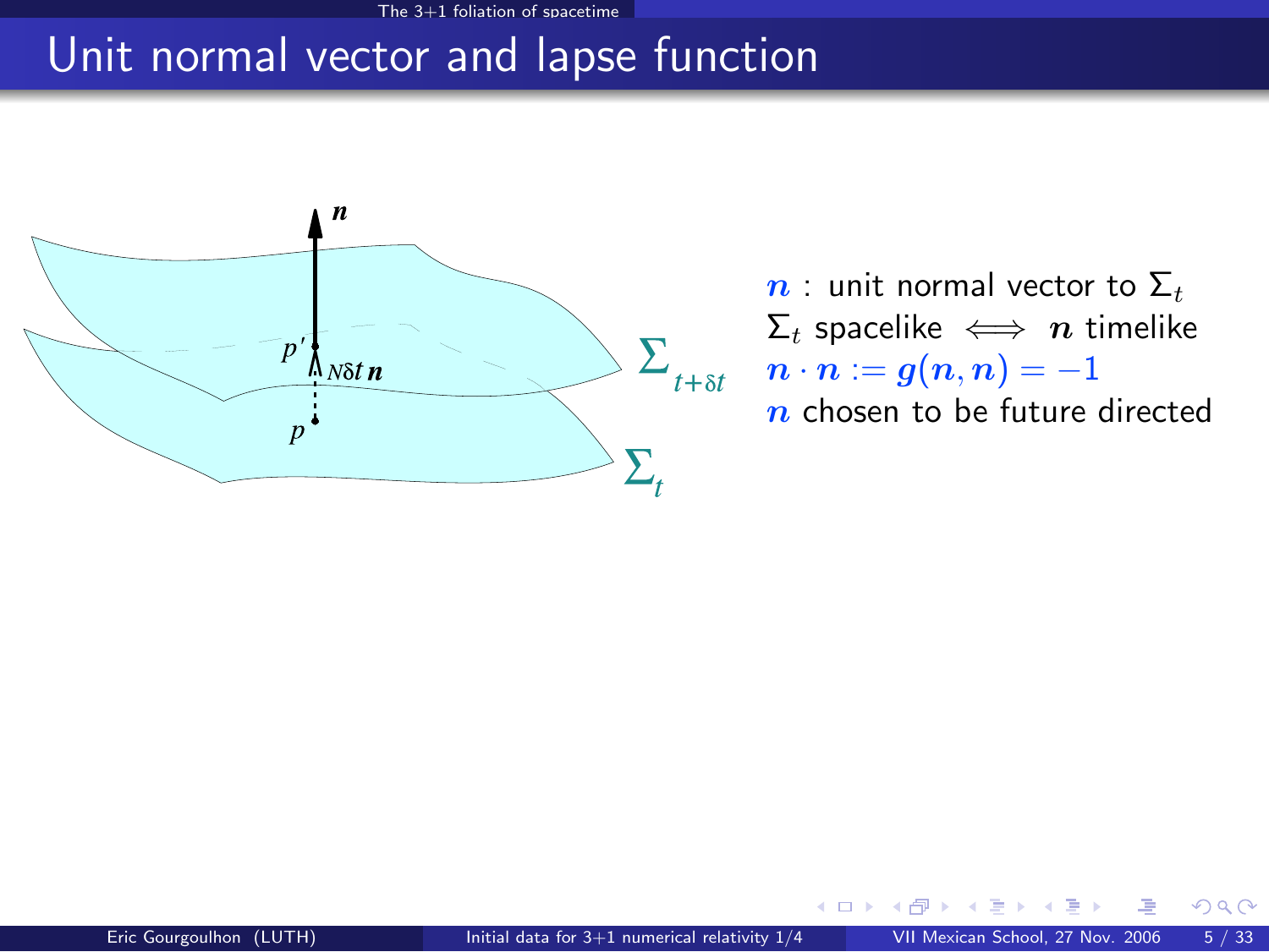# Unit normal vector and lapse function

$\boldsymbol{n}$ : unit normal vector to $\Sigma_t$

$\Sigma_t$ spacelike $\iff$ $\boldsymbol{n}$ timelike

$\boldsymbol{n} \cdot \boldsymbol{n} := \boldsymbol{g}(\boldsymbol{n}, \boldsymbol{n}) = -1$

$\boldsymbol{n}$ chosen to be future directed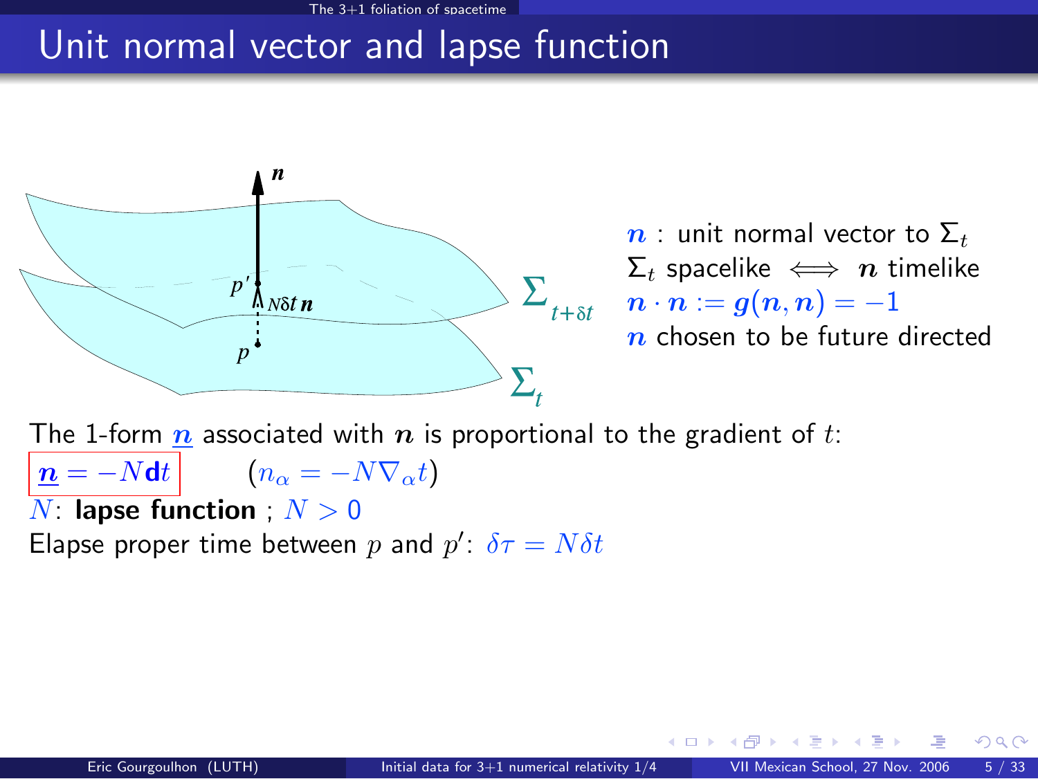# Unit normal vector and lapse function

$\boldsymbol{n}$ : unit normal vector to $\Sigma_t$

$\Sigma_t$ spacelike $\iff$ $\boldsymbol{n}$ timelike

$\boldsymbol{n} \cdot \boldsymbol{n} := \boldsymbol{g}(\boldsymbol{n}, \boldsymbol{n}) = -1$

$\boldsymbol{n}$ chosen to be future directed

The 1-form $\underline{\boldsymbol{n}}$ associated with $\boldsymbol{n}$ is proportional to the gradient of $t$:

$$\underline{\boldsymbol{n}} = -N\mathbf{d}t \qquad (n_\alpha = -N\nabla_\alpha t)$$

$N$: **lapse function** ; $N > 0$

Elapse proper time between $p$ and $p'$: $\delta\tau = N\delta t$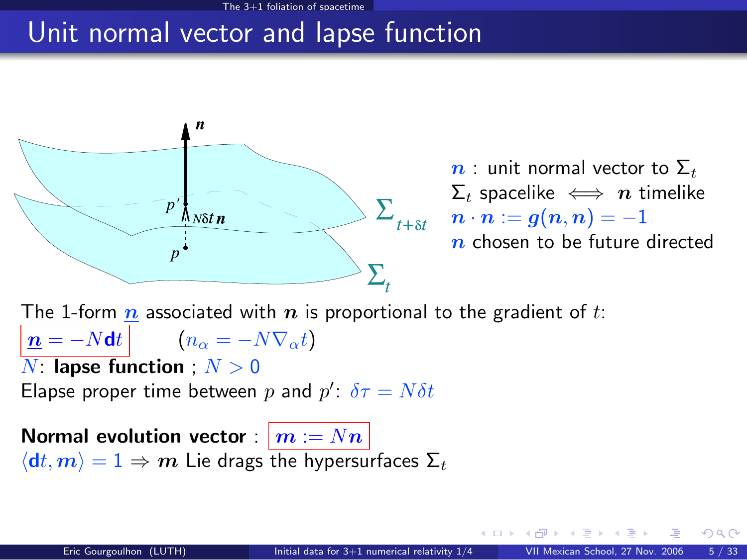# Unit normal vector and lapse function

$\boldsymbol{n}$ : unit normal vector to $\Sigma_t$

$\Sigma_t$ spacelike $\iff$ $\boldsymbol{n}$ timelike

$\boldsymbol{n} \cdot \boldsymbol{n} := \boldsymbol{g}(\boldsymbol{n}, \boldsymbol{n}) = -1$

$\boldsymbol{n}$ chosen to be future directed

The 1-form $\underline{\boldsymbol{n}}$ associated with $\boldsymbol{n}$ is proportional to the gradient of $t$:

$$\underline{\boldsymbol{n}} = -N \mathbf{d}t \qquad (n_\alpha = -N \nabla_\alpha t)$$

$N$: **lapse function** ; $N > 0$

Elapse proper time between $p$ and $p'$: $\delta\tau = N\delta t$

**Normal evolution vector** : $\boldsymbol{m} := N\boldsymbol{n}$

$\langle \mathbf{d}t, \boldsymbol{m} \rangle = 1 \Rightarrow \boldsymbol{m}$ Lie drags the hypersurfaces $\Sigma_t$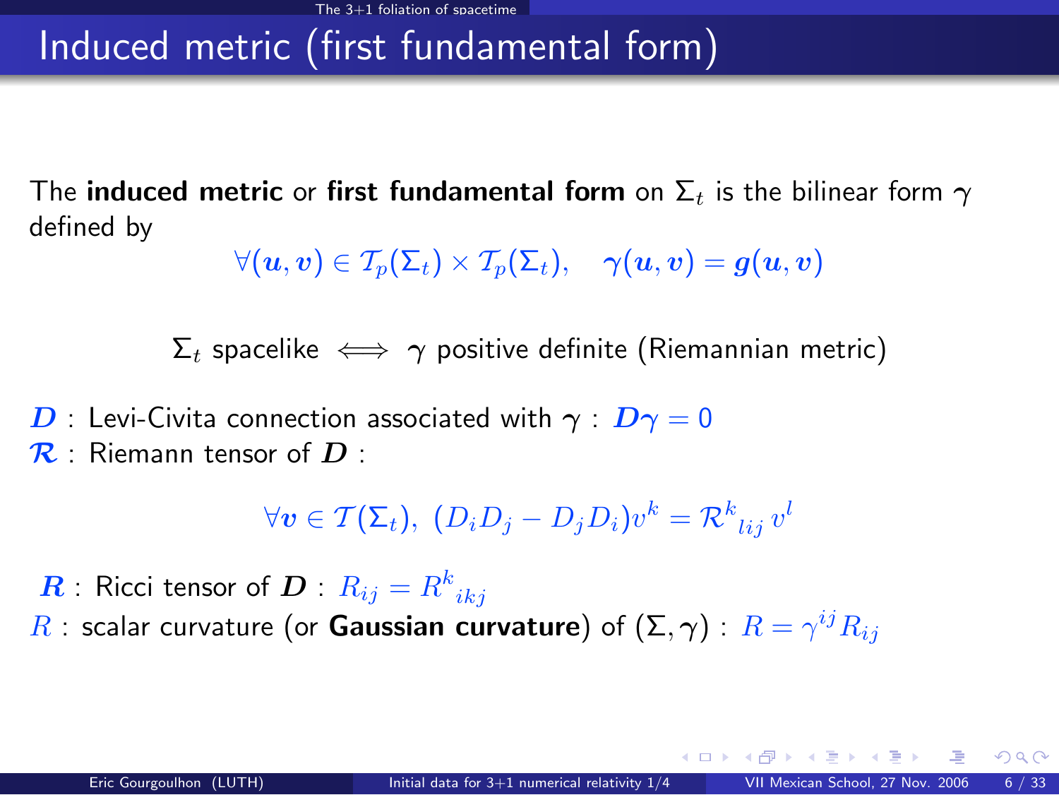# Induced metric (first fundamental form)

The **induced metric** or **first fundamental form** on $\Sigma_t$ is the bilinear form $\gamma$ defined by

$$\forall (\boldsymbol{u}, \boldsymbol{v}) \in \mathcal{T}_p(\Sigma_t) \times \mathcal{T}_p(\Sigma_t), \quad \boldsymbol{\gamma}(\boldsymbol{u}, \boldsymbol{v}) = \boldsymbol{g}(\boldsymbol{u}, \boldsymbol{v})$$

$\Sigma_t$ spacelike $\iff$ $\gamma$ positive definite (Riemannian metric)

$\boldsymbol{D}$ : Levi-Civita connection associated with $\gamma$ : $\boldsymbol{D}\boldsymbol{\gamma} = 0$

$\boldsymbol{\mathcal{R}}$ : Riemann tensor of $\boldsymbol{D}$ :

$$\forall \boldsymbol{v} \in \mathcal{T}(\Sigma_t), \; (D_i D_j - D_j D_i) v^k = \mathcal{R}^k{}_{lij} \, v^l$$

$\boldsymbol{R}$ : Ricci tensor of $\boldsymbol{D}$ : $R_{ij} = R^k{}_{ikj}$

$R$ : scalar curvature (or **Gaussian curvature**) of $(\Sigma, \gamma)$ : $R = \gamma^{ij} R_{ij}$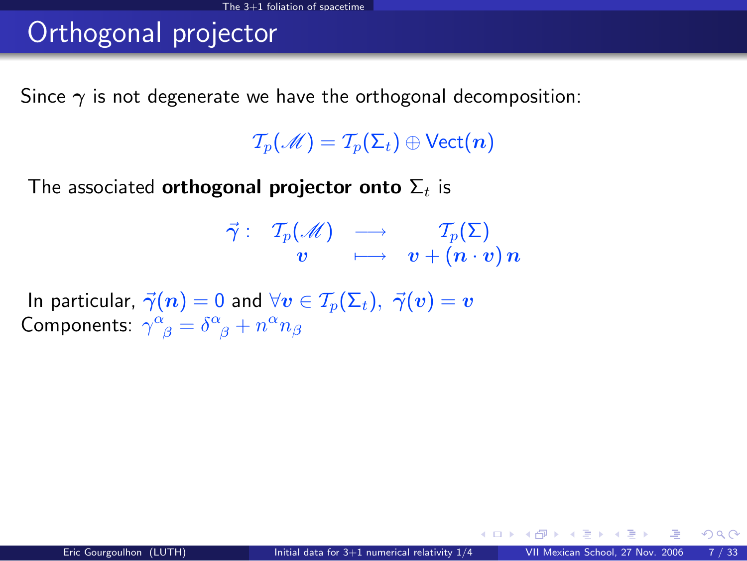# Orthogonal projector

Since $\boldsymbol{\gamma}$ is not degenerate we have the orthogonal decomposition:

$$\mathcal{T}_p(\mathscr{M}) = \mathcal{T}_p(\Sigma_t) \oplus \mathrm{Vect}(\boldsymbol{n})$$

The associated **orthogonal projector onto** $\Sigma_t$ is

$$\begin{array}{cccc} \vec{\gamma}: & \mathcal{T}_p(\mathscr{M}) & \longrightarrow & \mathcal{T}_p(\Sigma) \\ & \boldsymbol{v} & \longmapsto & \boldsymbol{v} + (\boldsymbol{n} \cdot \boldsymbol{v})\, \boldsymbol{n} \end{array}$$

In particular, $\vec{\gamma}(\boldsymbol{n}) = 0$ and $\forall \boldsymbol{v} \in \mathcal{T}_p(\Sigma_t),\ \vec{\gamma}(\boldsymbol{v}) = \boldsymbol{v}$

Components: $\gamma^\alpha{}_\beta = \delta^\alpha{}_\beta + n^\alpha n_\beta$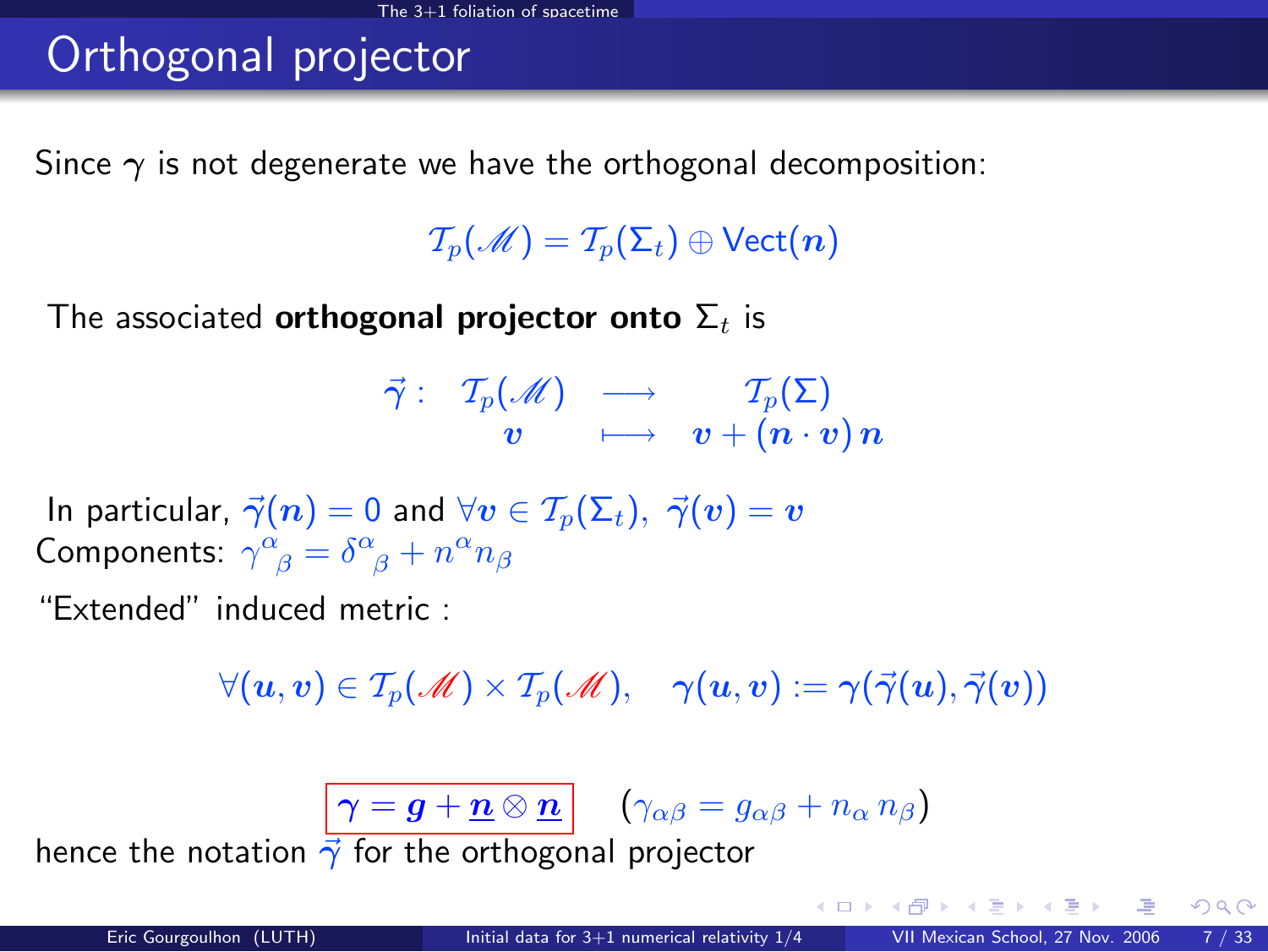# Orthogonal projector

Since $\gamma$ is not degenerate we have the orthogonal decomposition:

$$\mathcal{T}_p(\mathscr{M}) = \mathcal{T}_p(\Sigma_t) \oplus \mathrm{Vect}(\boldsymbol{n})$$

The associated **orthogonal projector onto $\Sigma_t$** is

$$\vec{\gamma}: \begin{array}{ccc} \mathcal{T}_p(\mathscr{M}) & \longrightarrow & \mathcal{T}_p(\Sigma) \\ \boldsymbol{v} & \longmapsto & \boldsymbol{v} + (\boldsymbol{n} \cdot \boldsymbol{v})\, \boldsymbol{n} \end{array}$$

In particular, $\vec{\gamma}(\boldsymbol{n}) = 0$ and $\forall \boldsymbol{v} \in \mathcal{T}_p(\Sigma_t),\ \vec{\gamma}(\boldsymbol{v}) = \boldsymbol{v}$

Components: $\gamma^\alpha{}_\beta = \delta^\alpha{}_\beta + n^\alpha n_\beta$

"Extended" induced metric :

$$\forall (\boldsymbol{u}, \boldsymbol{v}) \in \mathcal{T}_p(\mathscr{M}) \times \mathcal{T}_p(\mathscr{M}), \quad \boldsymbol{\gamma}(\boldsymbol{u}, \boldsymbol{v}) := \boldsymbol{\gamma}(\vec{\gamma}(\boldsymbol{u}), \vec{\gamma}(\boldsymbol{v}))$$

$$\boxed{\boldsymbol{\gamma} = \boldsymbol{g} + \underline{\boldsymbol{n}} \otimes \underline{\boldsymbol{n}}} \qquad (\gamma_{\alpha\beta} = g_{\alpha\beta} + n_\alpha\, n_\beta)$$

hence the notation $\vec{\gamma}$ for the orthogonal projector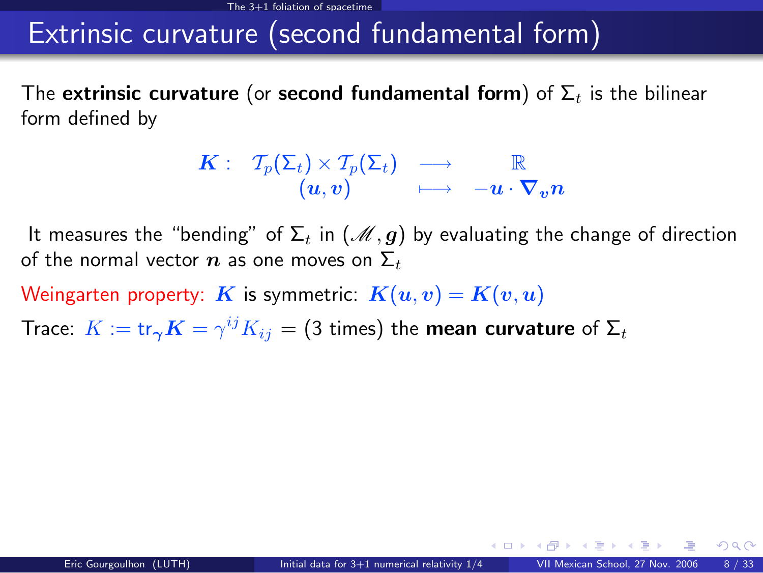# Extrinsic curvature (second fundamental form)

The **extrinsic curvature** (or **second fundamental form**) of $\Sigma_t$ is the bilinear form defined by

$$
\begin{array}{rccc}
\boldsymbol{K}: & \mathcal{T}_p(\Sigma_t) \times \mathcal{T}_p(\Sigma_t) & \longrightarrow & \mathbb{R} \\
 & (\boldsymbol{u}, \boldsymbol{v}) & \longmapsto & -\boldsymbol{u} \cdot \boldsymbol{\nabla}_{\boldsymbol{v}} \boldsymbol{n}
\end{array}
$$

It measures the "bending" of $\Sigma_t$ in $(\mathscr{M}, \boldsymbol{g})$ by evaluating the change of direction of the normal vector $\boldsymbol{n}$ as one moves on $\Sigma_t$

Weingarten property: $\boldsymbol{K}$ is symmetric: $\boldsymbol{K}(\boldsymbol{u}, \boldsymbol{v}) = \boldsymbol{K}(\boldsymbol{v}, \boldsymbol{u})$

Trace: $K := \mathrm{tr}_{\boldsymbol{\gamma}} \boldsymbol{K} = \gamma^{ij} K_{ij}$ = (3 times) the **mean curvature** of $\Sigma_t$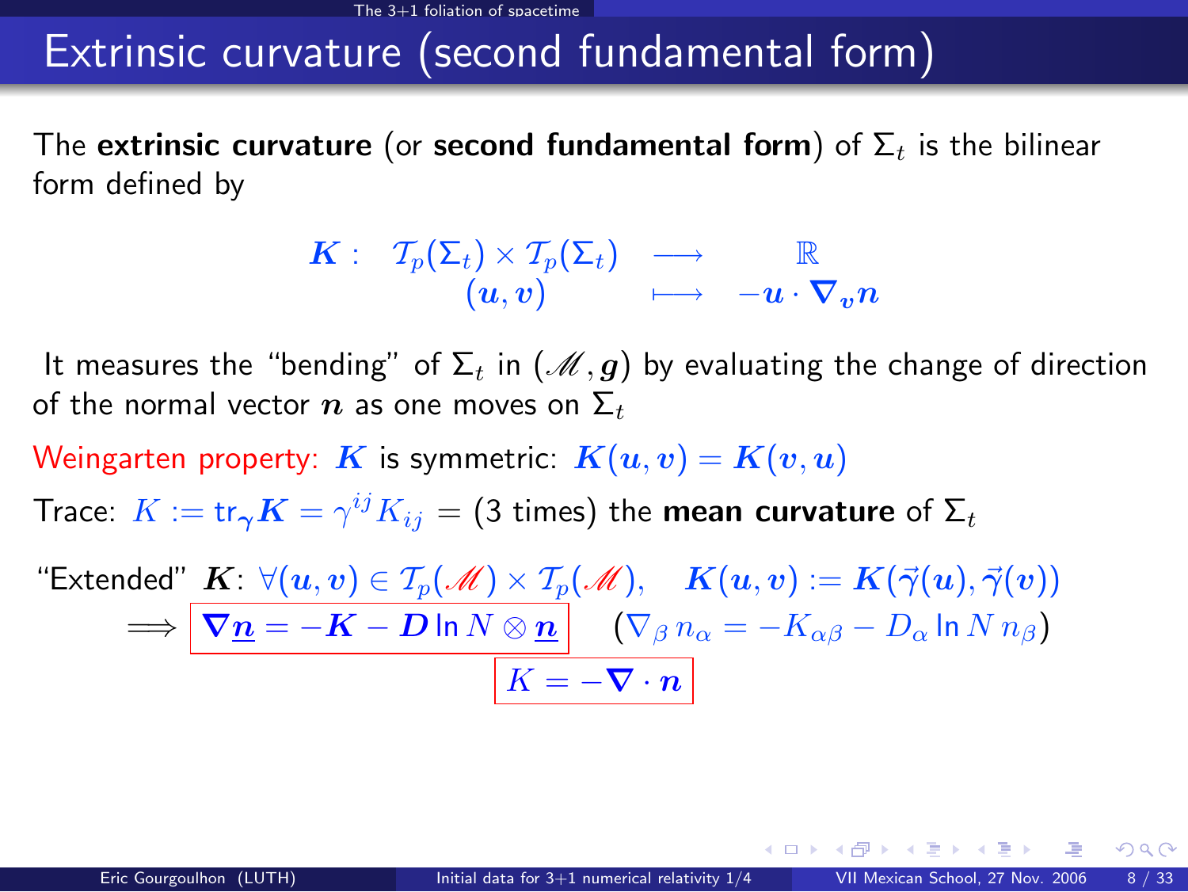# Extrinsic curvature (second fundamental form)

The **extrinsic curvature** (or **second fundamental form**) of $\Sigma_t$ is the bilinear form defined by

$$\begin{array}{rccc} \boldsymbol{K}: & \mathcal{T}_p(\Sigma_t) \times \mathcal{T}_p(\Sigma_t) & \longrightarrow & \mathbb{R} \\ & (\boldsymbol{u}, \boldsymbol{v}) & \longmapsto & -\boldsymbol{u} \cdot \boldsymbol{\nabla}_{\boldsymbol{v}} \boldsymbol{n} \end{array}$$

It measures the "bending" of $\Sigma_t$ in $(\mathscr{M}, \boldsymbol{g})$ by evaluating the change of direction of the normal vector $\boldsymbol{n}$ as one moves on $\Sigma_t$

Weingarten property: $\boldsymbol{K}$ is symmetric: $\boldsymbol{K}(\boldsymbol{u}, \boldsymbol{v}) = \boldsymbol{K}(\boldsymbol{v}, \boldsymbol{u})$

Trace: $K := \mathrm{tr}_{\boldsymbol{\gamma}} \boldsymbol{K} = \gamma^{ij} K_{ij}$ = (3 times) the **mean curvature** of $\Sigma_t$

"Extended" $\boldsymbol{K}$: $\forall (\boldsymbol{u}, \boldsymbol{v}) \in \mathcal{T}_p(\mathscr{M}) \times \mathcal{T}_p(\mathscr{M})$, $\quad \boldsymbol{K}(\boldsymbol{u}, \boldsymbol{v}) := \boldsymbol{K}(\vec{\gamma}(\boldsymbol{u}), \vec{\gamma}(\boldsymbol{v}))$

$$\Longrightarrow \boxed{\boldsymbol{\nabla} \underline{\boldsymbol{n}} = -\boldsymbol{K} - \boldsymbol{D} \ln N \otimes \underline{\boldsymbol{n}}} \qquad (\nabla_\beta n_\alpha = -K_{\alpha\beta} - D_\alpha \ln N \, n_\beta)$$

$$\boxed{K = -\boldsymbol{\nabla} \cdot \boldsymbol{n}}$$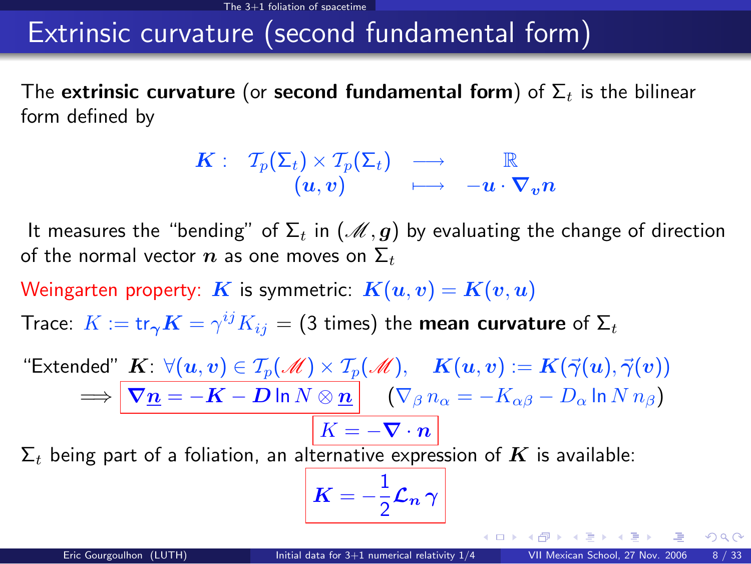# Extrinsic curvature (second fundamental form)

The **extrinsic curvature** (or **second fundamental form**) of $\Sigma_t$ is the bilinear form defined by

$$\begin{array}{rccc} \boldsymbol{K}: & \mathcal{T}_p(\Sigma_t) \times \mathcal{T}_p(\Sigma_t) & \longrightarrow & \mathbb{R} \\ & (\boldsymbol{u}, \boldsymbol{v}) & \longmapsto & -\boldsymbol{u} \cdot \boldsymbol{\nabla}_{\boldsymbol{v}} \boldsymbol{n} \end{array}$$

It measures the "bending" of $\Sigma_t$ in $(\mathscr{M}, \boldsymbol{g})$ by evaluating the change of direction of the normal vector $\boldsymbol{n}$ as one moves on $\Sigma_t$

Weingarten property: $\boldsymbol{K}$ is symmetric: $\boldsymbol{K}(\boldsymbol{u}, \boldsymbol{v}) = \boldsymbol{K}(\boldsymbol{v}, \boldsymbol{u})$

Trace: $K := \mathrm{tr}_{\boldsymbol{\gamma}} \boldsymbol{K} = \gamma^{ij} K_{ij}$ = (3 times) the **mean curvature** of $\Sigma_t$

"Extended" $\boldsymbol{K}$: $\forall (\boldsymbol{u}, \boldsymbol{v}) \in \mathcal{T}_p(\mathscr{M}) \times \mathcal{T}_p(\mathscr{M})$, $\quad \boldsymbol{K}(\boldsymbol{u}, \boldsymbol{v}) := \boldsymbol{K}(\vec{\gamma}(\boldsymbol{u}), \vec{\gamma}(\boldsymbol{v}))$

$$\Longrightarrow \boxed{\boldsymbol{\nabla} \underline{\boldsymbol{n}} = -\boldsymbol{K} - \boldsymbol{D} \ln N \otimes \underline{\boldsymbol{n}}} \qquad (\nabla_\beta n_\alpha = -K_{\alpha\beta} - D_\alpha \ln N \, n_\beta)$$

$$\boxed{K = -\boldsymbol{\nabla} \cdot \boldsymbol{n}}$$

$\Sigma_t$ being part of a foliation, an alternative expression of $\boldsymbol{K}$ is available:

$$\boxed{\boldsymbol{K} = -\frac{1}{2} \boldsymbol{\mathcal{L}}_{\boldsymbol{n}} \, \boldsymbol{\gamma}}$$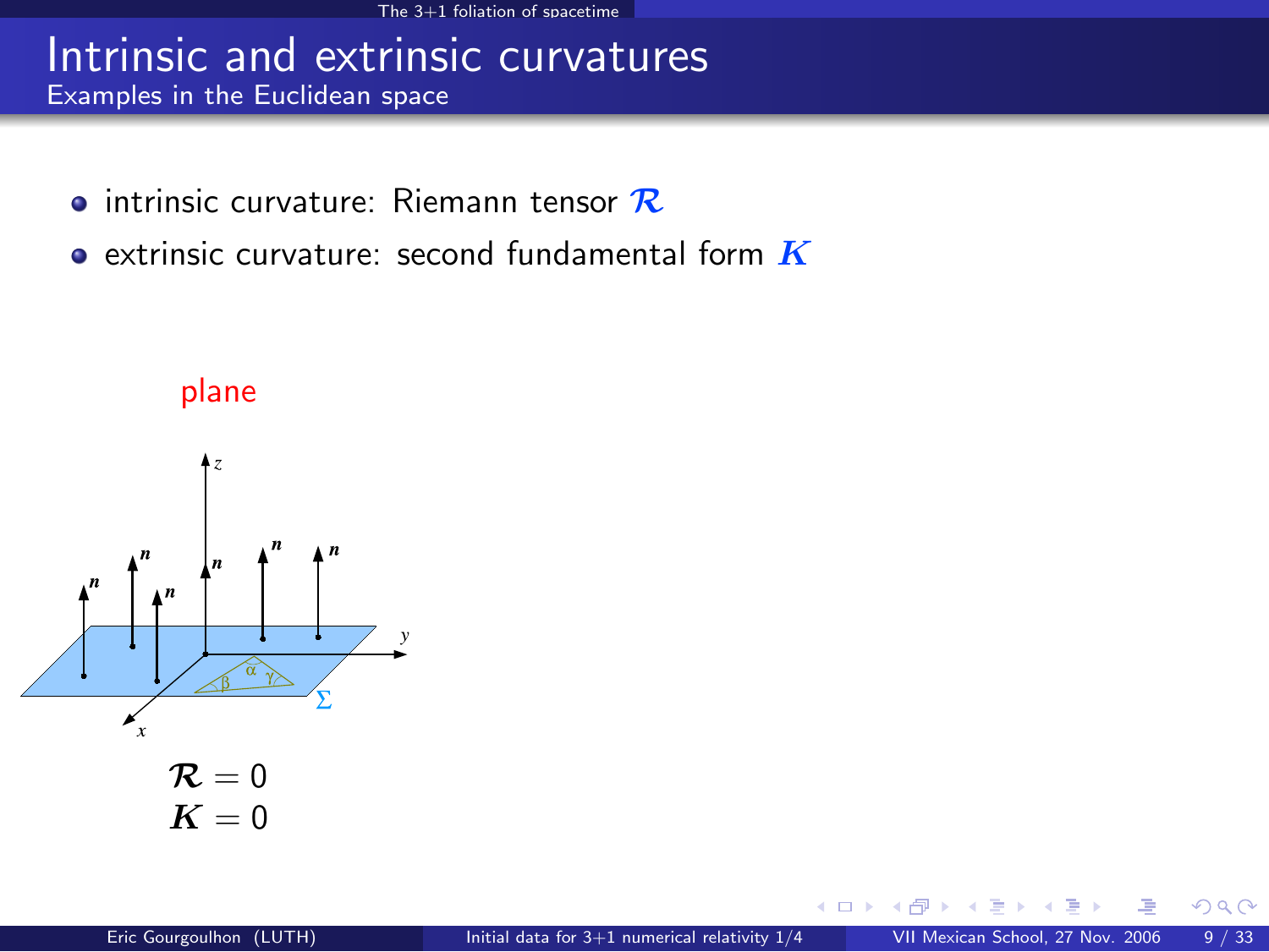# Intrinsic and extrinsic curvatures

## Examples in the Euclidean space

- intrinsic curvature: Riemann tensor $\mathcal{R}$
- extrinsic curvature: second fundamental form $\boldsymbol{K}$

plane

$\mathcal{R} = 0$

$\boldsymbol{K} = 0$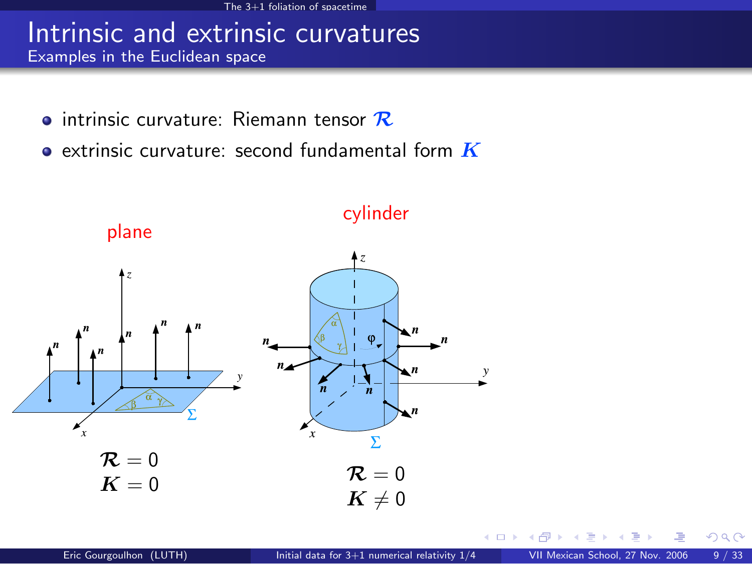# Intrinsic and extrinsic curvatures

## Examples in the Euclidean space

- intrinsic curvature: Riemann tensor $\boldsymbol{\mathcal{R}}$
- extrinsic curvature: second fundamental form $\boldsymbol{K}$

plane

$$\boldsymbol{\mathcal{R}} = 0$$
$$\boldsymbol{K} = 0$$

cylinder

$$\boldsymbol{\mathcal{R}} = 0$$
$$\boldsymbol{K} \neq 0$$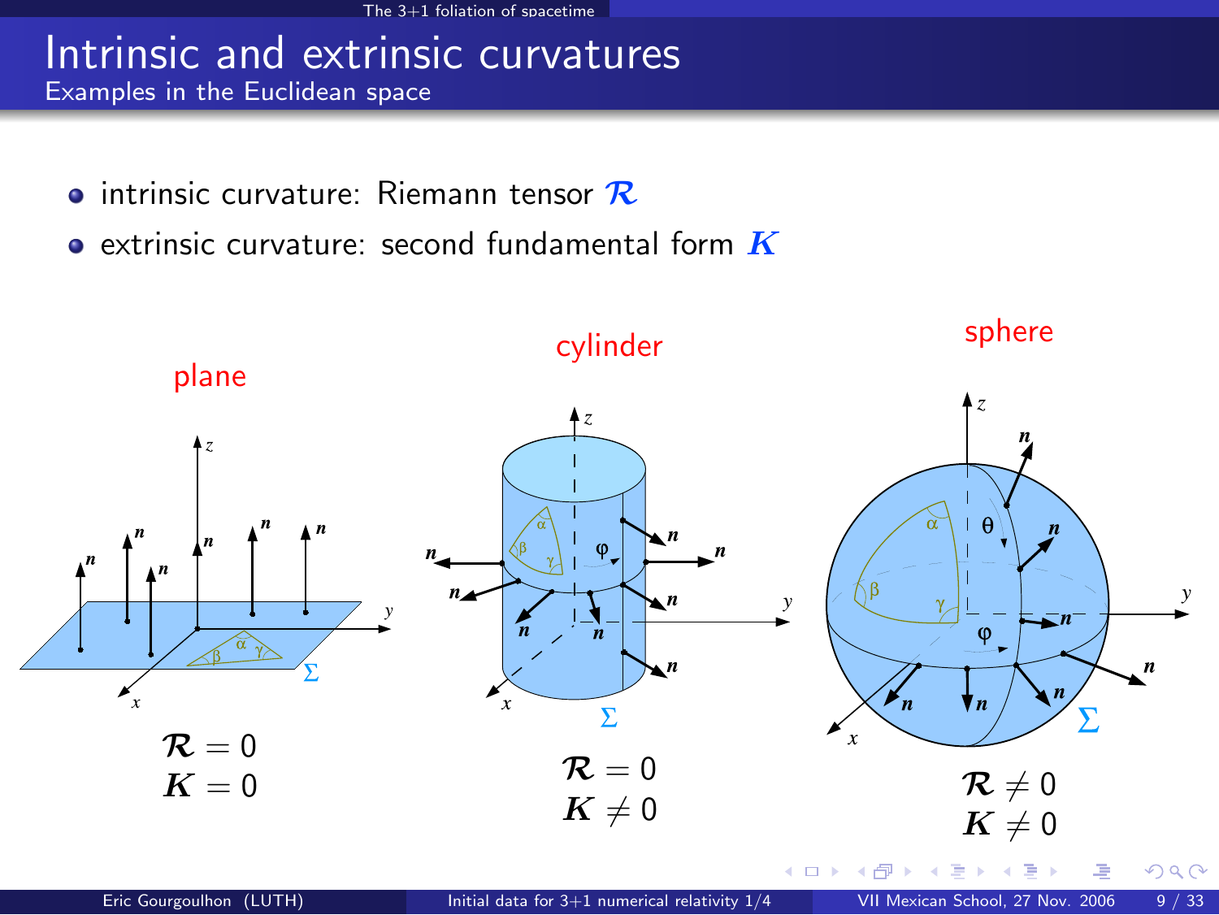# Intrinsic and extrinsic curvatures

## Examples in the Euclidean space

- intrinsic curvature: Riemann tensor $\mathcal{R}$
- extrinsic curvature: second fundamental form $\boldsymbol{K}$

**plane**

$\mathcal{R} = 0$
$\boldsymbol{K} = 0$

**cylinder**

$\mathcal{R} = 0$
$\boldsymbol{K} \neq 0$

**sphere**

$\mathcal{R} \neq 0$
$\boldsymbol{K} \neq 0$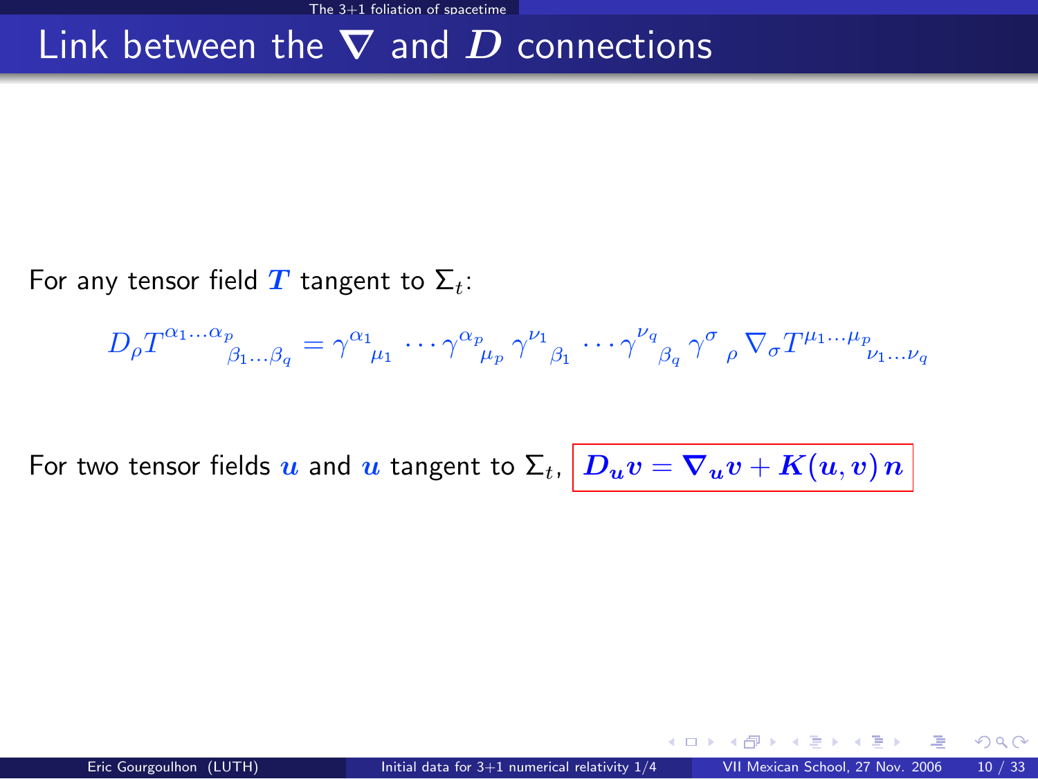# Link between the $\nabla$ and $D$ connections

For any tensor field $\boldsymbol{T}$ tangent to $\Sigma_t$:

$$D_\rho T^{\alpha_1 \ldots \alpha_p}{}_{\beta_1 \ldots \beta_q} = \gamma^{\alpha_1}{}_{\mu_1} \cdots \gamma^{\alpha_p}{}_{\mu_p} \, \gamma^{\nu_1}{}_{\beta_1} \cdots \gamma^{\nu_q}{}_{\beta_q} \, \gamma^{\sigma}{}_{\rho} \, \nabla_\sigma T^{\mu_1 \ldots \mu_p}{}_{\nu_1 \ldots \nu_q}$$

For two tensor fields $\boldsymbol{u}$ and $\boldsymbol{u}$ tangent to $\Sigma_t$, $\boxed{\boldsymbol{D}_{\boldsymbol{u}} \boldsymbol{v} = \boldsymbol{\nabla}_{\boldsymbol{u}} \boldsymbol{v} + \boldsymbol{K}(\boldsymbol{u}, \boldsymbol{v}) \, \boldsymbol{n}}$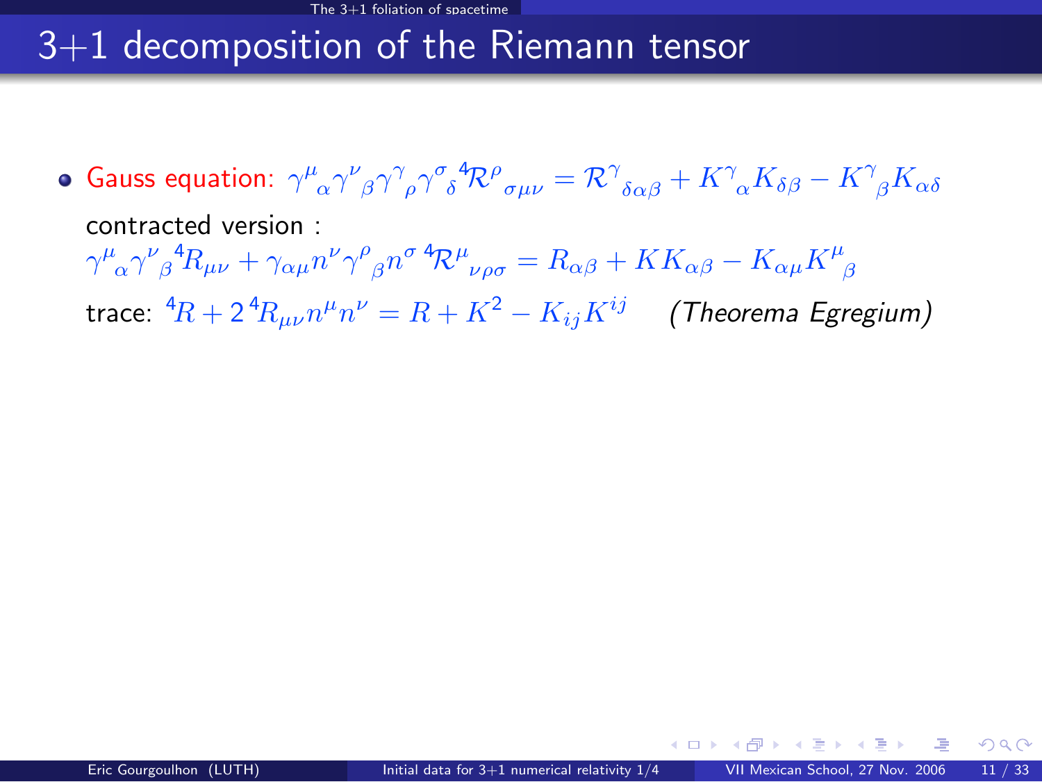# 3+1 decomposition of the Riemann tensor

- **Gauss equation:** $\gamma^{\mu}{}_{\alpha}\gamma^{\nu}{}_{\beta}\gamma^{\gamma}{}_{\rho}\gamma^{\sigma}{}_{\delta}\,{}^4\!\mathcal{R}^{\rho}{}_{\sigma\mu\nu} = \mathcal{R}^{\gamma}{}_{\delta\alpha\beta} + K^{\gamma}{}_{\alpha}K_{\delta\beta} - K^{\gamma}{}_{\beta}K_{\alpha\delta}$

  contracted version :

  $\gamma^{\mu}{}_{\alpha}\gamma^{\nu}{}_{\beta}\,{}^4\!R_{\mu\nu} + \gamma_{\alpha\mu}n^{\nu}\gamma^{\rho}{}_{\beta}n^{\sigma}\,{}^4\!\mathcal{R}^{\mu}{}_{\nu\rho\sigma} = R_{\alpha\beta} + KK_{\alpha\beta} - K_{\alpha\mu}K^{\mu}{}_{\beta}$

  trace: ${}^4\!R + 2\,{}^4\!R_{\mu\nu}n^{\mu}n^{\nu} = R + K^2 - K_{ij}K^{ij}$ *(Theorema Egregium)*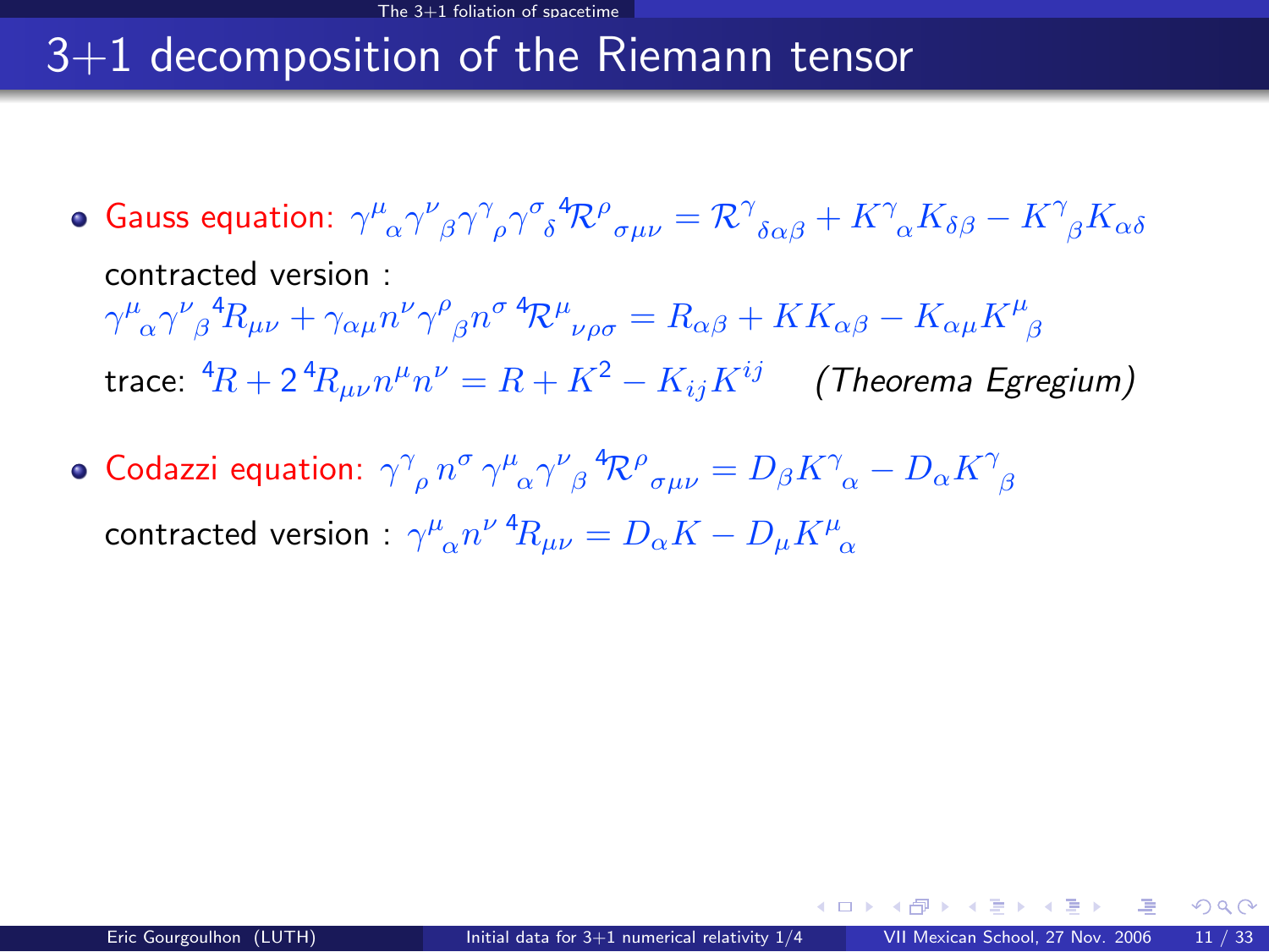# 3+1 decomposition of the Riemann tensor

- Gauss equation: $\gamma^{\mu}{}_{\alpha}\gamma^{\nu}{}_{\beta}\gamma^{\gamma}{}_{\rho}\gamma^{\sigma}{}_{\delta}\,{}^4\!\mathcal{R}^{\rho}{}_{\sigma\mu\nu} = \mathcal{R}^{\gamma}{}_{\delta\alpha\beta} + K^{\gamma}{}_{\alpha}K_{\delta\beta} - K^{\gamma}{}_{\beta}K_{\alpha\delta}$

  contracted version :

  $\gamma^{\mu}{}_{\alpha}\gamma^{\nu}{}_{\beta}\,{}^4\!R_{\mu\nu} + \gamma_{\alpha\mu}n^{\nu}\gamma^{\rho}{}_{\beta}n^{\sigma}\,{}^4\!\mathcal{R}^{\mu}{}_{\nu\rho\sigma} = R_{\alpha\beta} + KK_{\alpha\beta} - K_{\alpha\mu}K^{\mu}{}_{\beta}$

  trace: ${}^4\!R + 2\,{}^4\!R_{\mu\nu}n^{\mu}n^{\nu} = R + K^2 - K_{ij}K^{ij}$ *(Theorema Egregium)*

- Codazzi equation: $\gamma^{\gamma}{}_{\rho}\,n^{\sigma}\,\gamma^{\mu}{}_{\alpha}\gamma^{\nu}{}_{\beta}\,{}^4\!\mathcal{R}^{\rho}{}_{\sigma\mu\nu} = D_{\beta}K^{\gamma}{}_{\alpha} - D_{\alpha}K^{\gamma}{}_{\beta}$

  contracted version : $\gamma^{\mu}{}_{\alpha}n^{\nu}\,{}^4\!R_{\mu\nu} = D_{\alpha}K - D_{\mu}K^{\mu}{}_{\alpha}$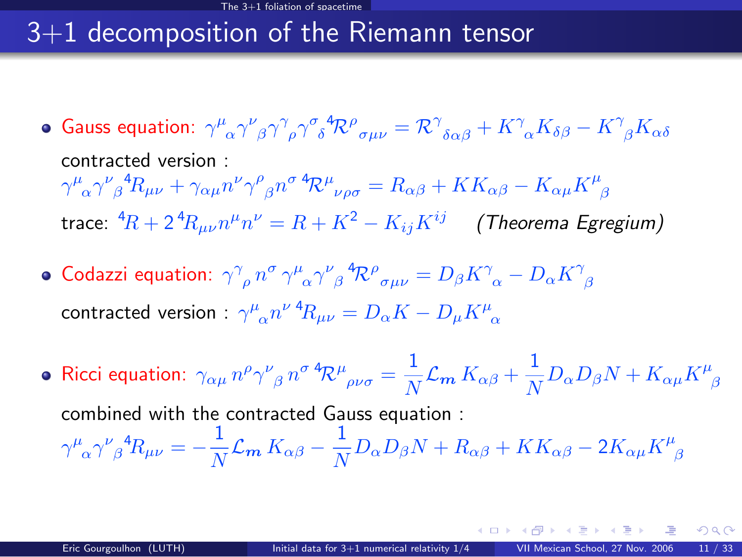# 3+1 decomposition of the Riemann tensor

- **Gauss equation:** $\gamma^{\mu}{}_{\alpha}\gamma^{\nu}{}_{\beta}\gamma^{\gamma}{}_{\rho}\gamma^{\sigma}{}_{\delta}\,{}^4\mathcal{R}^{\rho}{}_{\sigma\mu\nu} = \mathcal{R}^{\gamma}{}_{\delta\alpha\beta} + K^{\gamma}{}_{\alpha}K_{\delta\beta} - K^{\gamma}{}_{\beta}K_{\alpha\delta}$

  contracted version :

  $\gamma^{\mu}{}_{\alpha}\gamma^{\nu}{}_{\beta}\,{}^4R_{\mu\nu} + \gamma_{\alpha\mu}n^{\nu}\gamma^{\rho}{}_{\beta}n^{\sigma}\,{}^4\mathcal{R}^{\mu}{}_{\nu\rho\sigma} = R_{\alpha\beta} + KK_{\alpha\beta} - K_{\alpha\mu}K^{\mu}{}_{\beta}$

  trace: ${}^4R + 2\,{}^4R_{\mu\nu}n^{\mu}n^{\nu} = R + K^2 - K_{ij}K^{ij}$ *(Theorema Egregium)*

- **Codazzi equation:** $\gamma^{\gamma}{}_{\rho}\,n^{\sigma}\,\gamma^{\mu}{}_{\alpha}\gamma^{\nu}{}_{\beta}\,{}^4\mathcal{R}^{\rho}{}_{\sigma\mu\nu} = D_{\beta}K^{\gamma}{}_{\alpha} - D_{\alpha}K^{\gamma}{}_{\beta}$

  contracted version : $\gamma^{\mu}{}_{\alpha}n^{\nu}\,{}^4R_{\mu\nu} = D_{\alpha}K - D_{\mu}K^{\mu}{}_{\alpha}$

- **Ricci equation:** $\gamma_{\alpha\mu}\,n^{\rho}\gamma^{\nu}{}_{\beta}\,n^{\sigma}\,{}^4\mathcal{R}^{\mu}{}_{\rho\nu\sigma} = \dfrac{1}{N}\mathcal{L}_{\boldsymbol{m}}\,K_{\alpha\beta} + \dfrac{1}{N}D_{\alpha}D_{\beta}N + K_{\alpha\mu}K^{\mu}{}_{\beta}$

  combined with the contracted Gauss equation :

  $\gamma^{\mu}{}_{\alpha}\gamma^{\nu}{}_{\beta}\,{}^4R_{\mu\nu} = -\dfrac{1}{N}\mathcal{L}_{\boldsymbol{m}}\,K_{\alpha\beta} - \dfrac{1}{N}D_{\alpha}D_{\beta}N + R_{\alpha\beta} + KK_{\alpha\beta} - 2K_{\alpha\mu}K^{\mu}{}_{\beta}$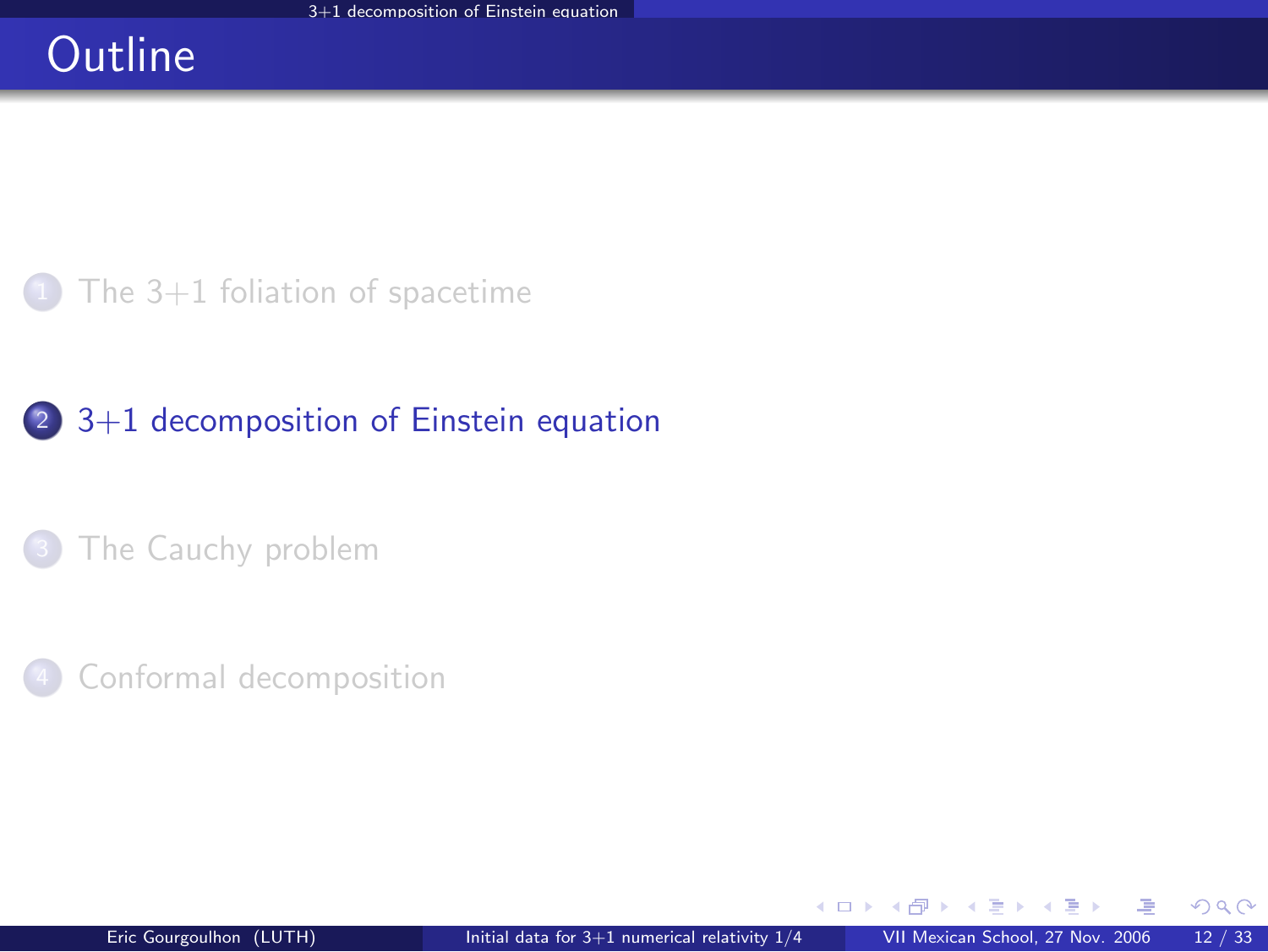# Outline

1. The 3+1 foliation of spacetime
2. 3+1 decomposition of Einstein equation
3. The Cauchy problem
4. Conformal decomposition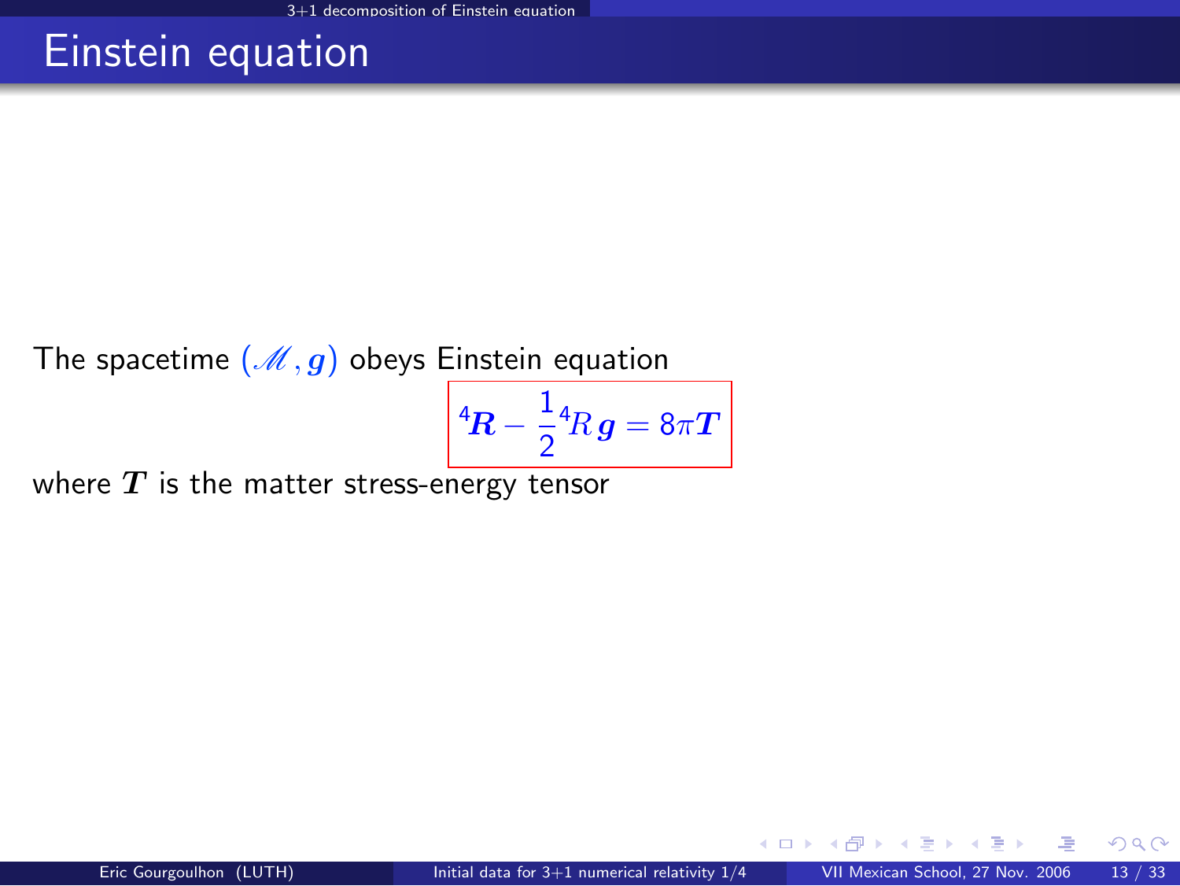# Einstein equation

The spacetime $(\mathscr{M}, \boldsymbol{g})$ obeys Einstein equation

$$
{}^4\boldsymbol{R} - \frac{1}{2}{}^4R\,\boldsymbol{g} = 8\pi\boldsymbol{T}
$$

where $\boldsymbol{T}$ is the matter stress-energy tensor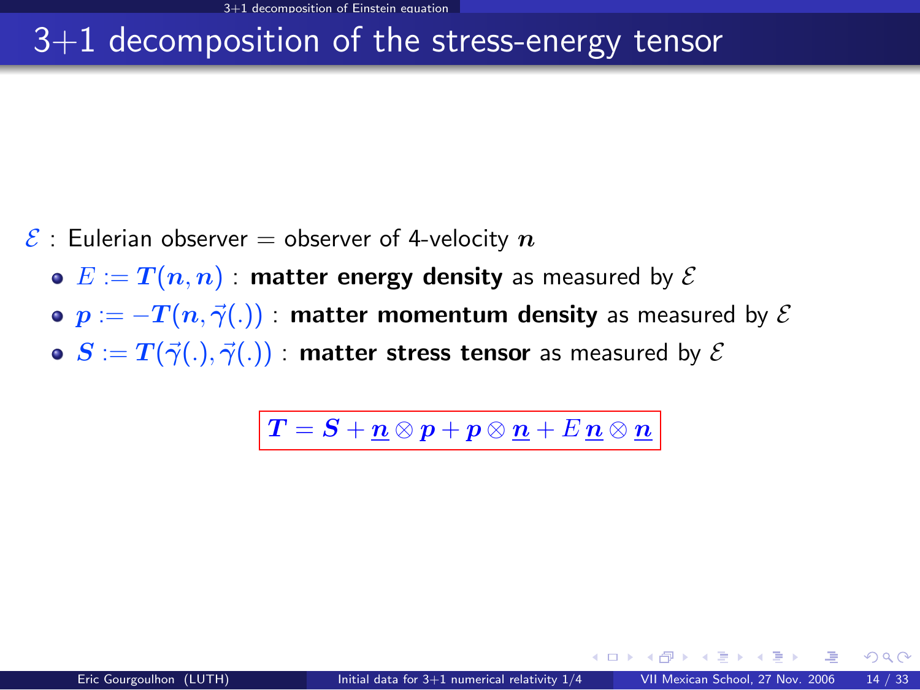# 3+1 decomposition of the stress-energy tensor

$\mathcal{E}$ : Eulerian observer = observer of 4-velocity $\boldsymbol{n}$

- $E := \boldsymbol{T}(\boldsymbol{n}, \boldsymbol{n})$ : **matter energy density** as measured by $\mathcal{E}$
- $\boldsymbol{p} := -\boldsymbol{T}(\boldsymbol{n}, \vec{\gamma}(.))$ : **matter momentum density** as measured by $\mathcal{E}$
- $\boldsymbol{S} := \boldsymbol{T}(\vec{\gamma}(.), \vec{\gamma}(.))$ : **matter stress tensor** as measured by $\mathcal{E}$

$$\boxed{\boldsymbol{T} = \boldsymbol{S} + \underline{\boldsymbol{n}} \otimes \boldsymbol{p} + \boldsymbol{p} \otimes \underline{\boldsymbol{n}} + E\, \underline{\boldsymbol{n}} \otimes \underline{\boldsymbol{n}}}$$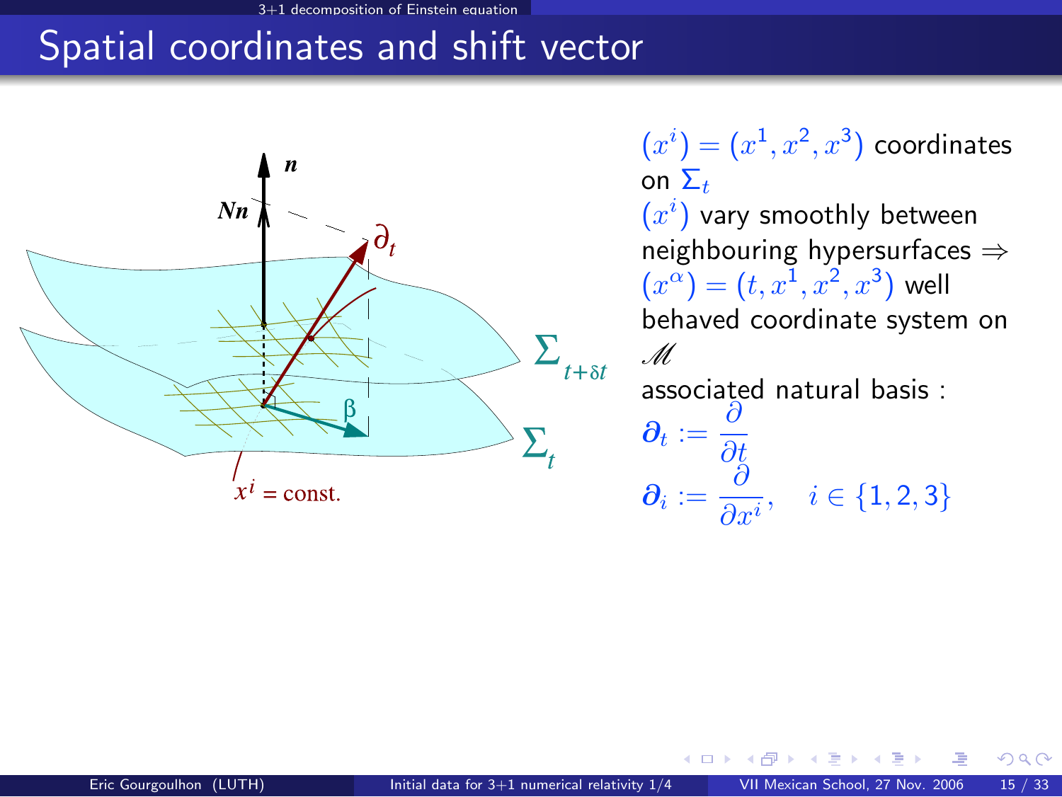# Spatial coordinates and shift vector

$(x^i) = (x^1, x^2, x^3)$ coordinates on $\Sigma_t$

$(x^i)$ vary smoothly between neighbouring hypersurfaces ⇒ $(x^\alpha) = (t, x^1, x^2, x^3)$ well behaved coordinate system on $\mathscr{M}$

associated natural basis :

$$\boldsymbol{\partial}_t := \frac{\partial}{\partial t}$$

$$\boldsymbol{\partial}_i := \frac{\partial}{\partial x^i}, \quad i \in \{1, 2, 3\}$$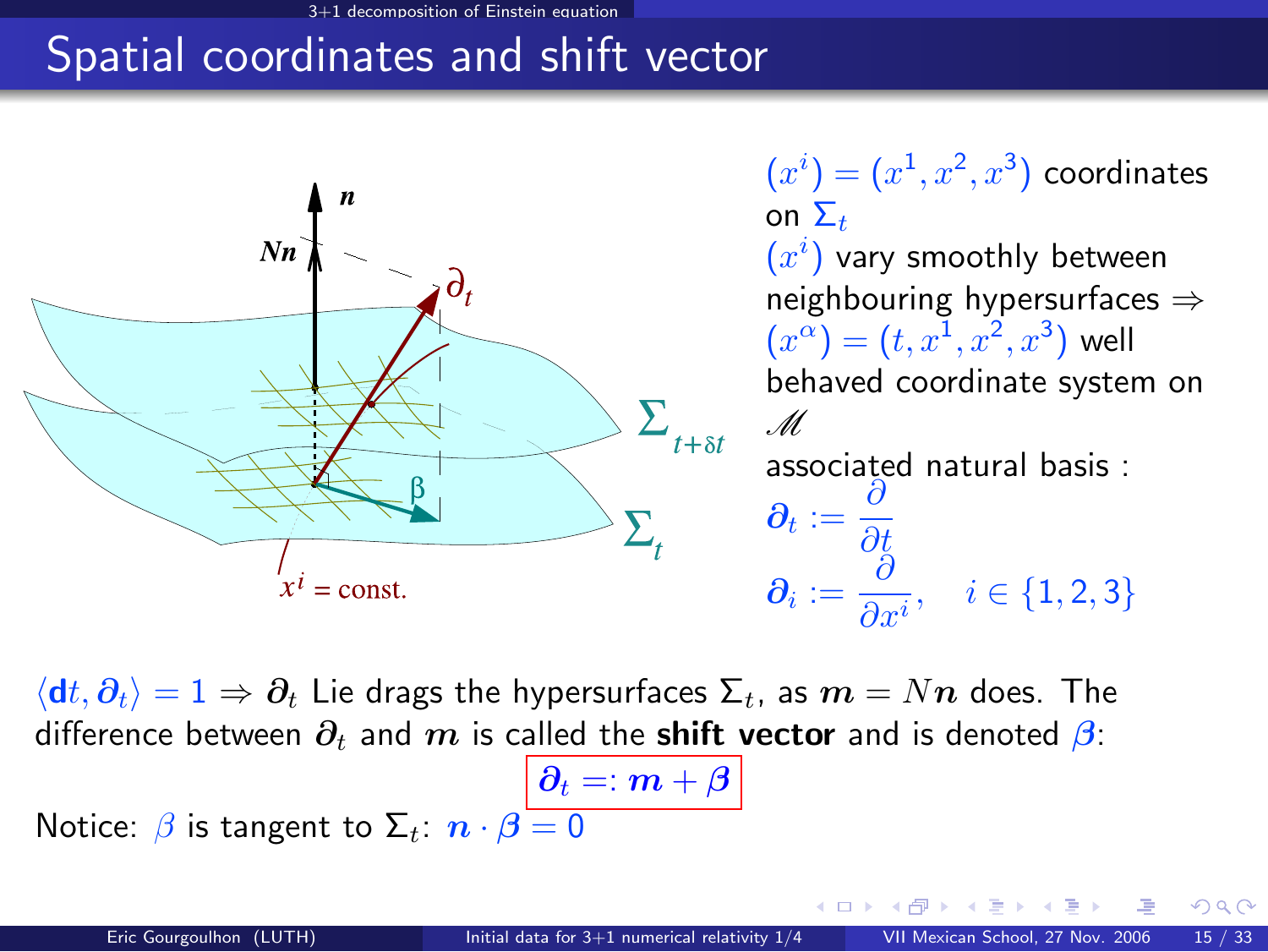# Spatial coordinates and shift vector

$(x^i) = (x^1, x^2, x^3)$ coordinates on $\Sigma_t$

$(x^i)$ vary smoothly between neighbouring hypersurfaces $\Rightarrow$ $(x^\alpha) = (t, x^1, x^2, x^3)$ well behaved coordinate system on $\mathscr{M}$

associated natural basis :

$$\boldsymbol{\partial}_t := \frac{\partial}{\partial t}$$

$$\boldsymbol{\partial}_i := \frac{\partial}{\partial x^i}, \quad i \in \{1, 2, 3\}$$

$\langle \mathbf{d}t, \boldsymbol{\partial}_t \rangle = 1 \Rightarrow \boldsymbol{\partial}_t$ Lie drags the hypersurfaces $\Sigma_t$, as $\boldsymbol{m} = N\boldsymbol{n}$ does. The difference between $\boldsymbol{\partial}_t$ and $\boldsymbol{m}$ is called the **shift vector** and is denoted $\boldsymbol{\beta}$:

$$\boxed{\boldsymbol{\partial}_t =: \boldsymbol{m} + \boldsymbol{\beta}}$$

Notice: $\beta$ is tangent to $\Sigma_t$: $\boldsymbol{n} \cdot \boldsymbol{\beta} = 0$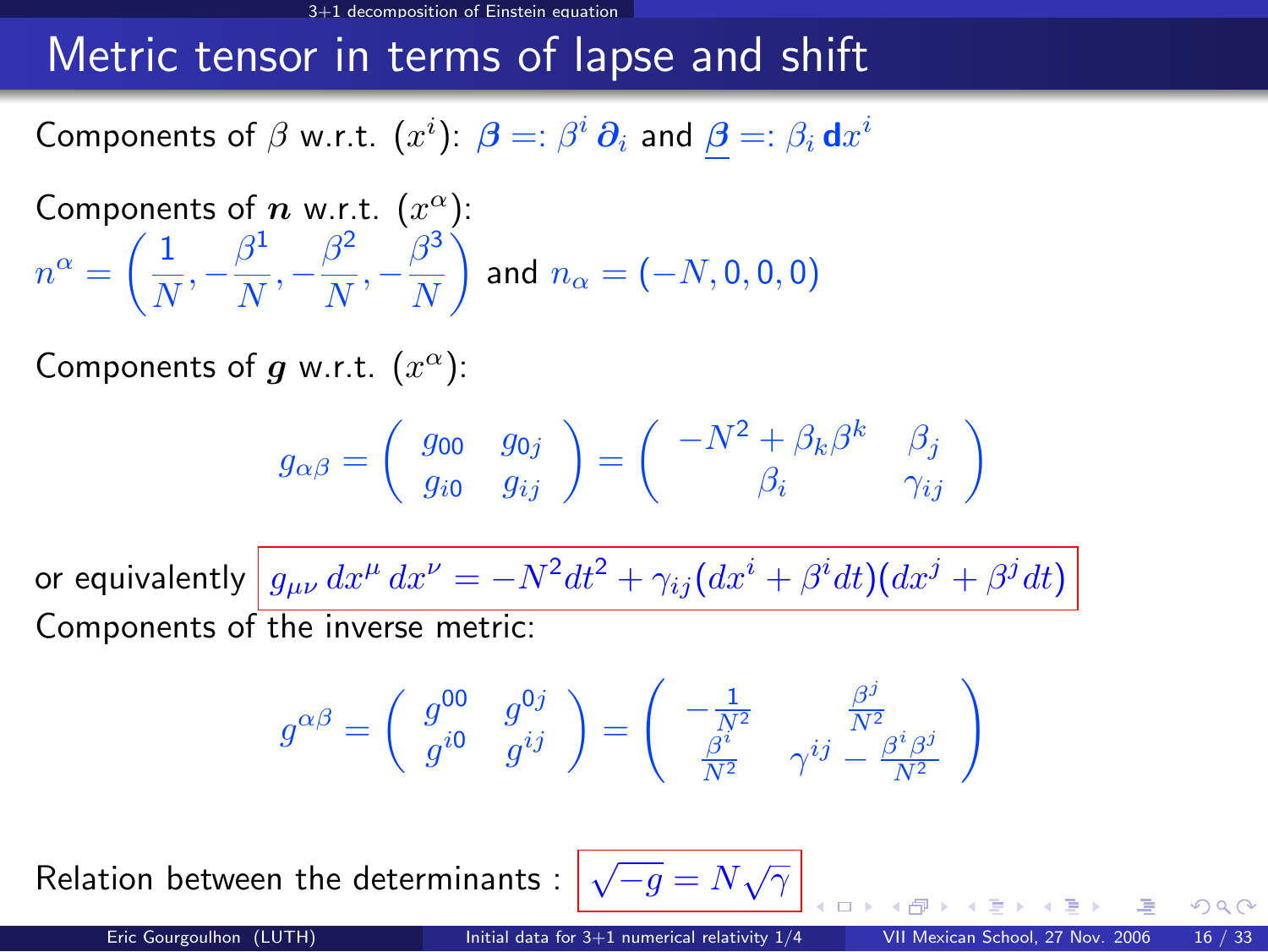# Metric tensor in terms of lapse and shift

Components of $\beta$ w.r.t. $(x^i)$: $\boldsymbol{\beta} =: \beta^i \, \boldsymbol{\partial}_i$ and $\underline{\boldsymbol{\beta}} =: \beta_i \, \mathbf{d}x^i$

Components of $\boldsymbol{n}$ w.r.t. $(x^\alpha)$:
$n^\alpha = \left( \frac{1}{N}, -\frac{\beta^1}{N}, -\frac{\beta^2}{N}, -\frac{\beta^3}{N} \right)$ and $n_\alpha = (-N, 0, 0, 0)$

Components of $\boldsymbol{g}$ w.r.t. $(x^\alpha)$:

$$g_{\alpha\beta} = \begin{pmatrix} g_{00} & g_{0j} \\ g_{i0} & g_{ij} \end{pmatrix} = \begin{pmatrix} -N^2 + \beta_k \beta^k & \beta_j \\ \beta_i & \gamma_{ij} \end{pmatrix}$$

or equivalently $\boxed{g_{\mu\nu} \, dx^\mu \, dx^\nu = -N^2 dt^2 + \gamma_{ij}(dx^i + \beta^i dt)(dx^j + \beta^j dt)}$

Components of the inverse metric:

$$g^{\alpha\beta} = \begin{pmatrix} g^{00} & g^{0j} \\ g^{i0} & g^{ij} \end{pmatrix} = \begin{pmatrix} -\frac{1}{N^2} & \frac{\beta^j}{N^2} \\ \frac{\beta^i}{N^2} & \gamma^{ij} - \frac{\beta^i \beta^j}{N^2} \end{pmatrix}$$

Relation between the determinants : $\boxed{\sqrt{-g} = N\sqrt{\gamma}}$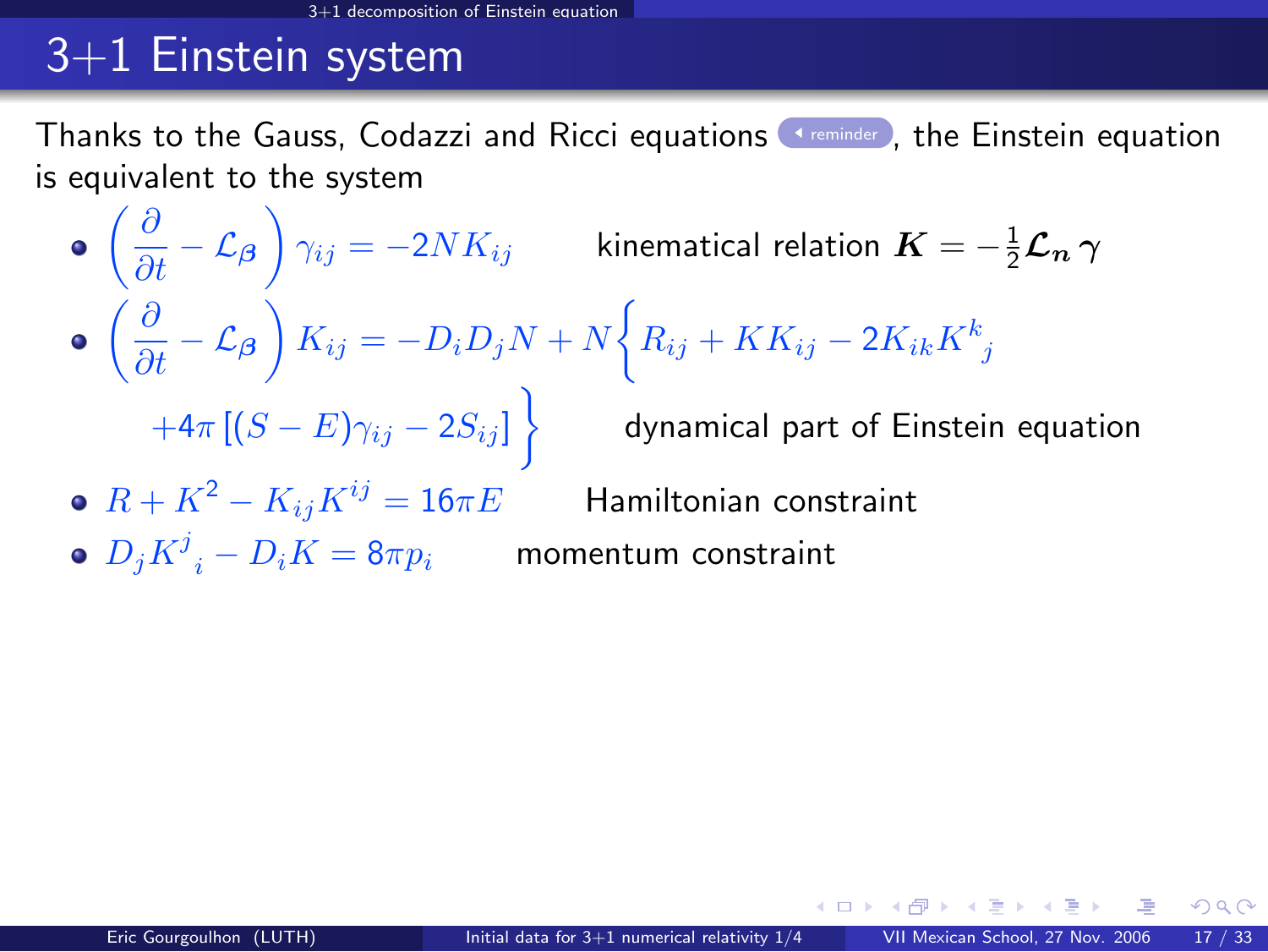# 3+1 Einstein system

Thanks to the Gauss, Codazzi and Ricci equations (reminder), the Einstein equation is equivalent to the system

- $\left(\frac{\partial}{\partial t} - \mathcal{L}_{\boldsymbol{\beta}}\right) \gamma_{ij} = -2NK_{ij}$ kinematical relation $\boldsymbol{K} = -\frac{1}{2}\boldsymbol{\mathcal{L}_n}\,\boldsymbol{\gamma}$
- $\left(\frac{\partial}{\partial t} - \mathcal{L}_{\boldsymbol{\beta}}\right) K_{ij} = -D_i D_j N + N\Big\{R_{ij} + KK_{ij} - 2K_{ik}K^k_{\ \ j} + 4\pi\left[(S-E)\gamma_{ij} - 2S_{ij}\right]\Big\}$ dynamical part of Einstein equation
- $R + K^2 - K_{ij}K^{ij} = 16\pi E$ Hamiltonian constraint
- $D_j K^j_{\ \ i} - D_i K = 8\pi p_i$ momentum constraint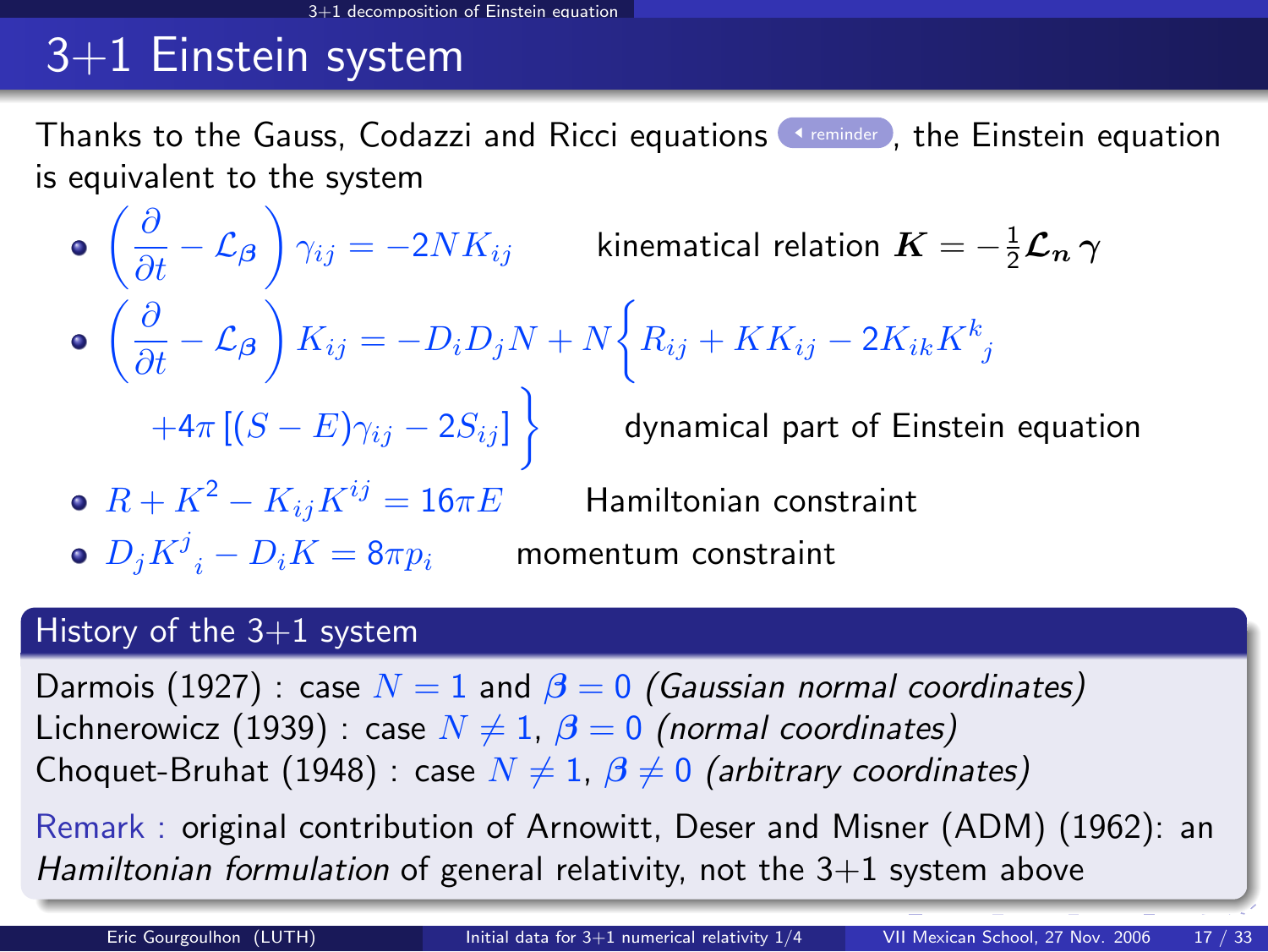# 3+1 Einstein system

Thanks to the Gauss, Codazzi and Ricci equations, the Einstein equation is equivalent to the system

- $\left(\frac{\partial}{\partial t} - \mathcal{L}_{\boldsymbol{\beta}}\right) \gamma_{ij} = -2NK_{ij}$ kinematical relation $\boldsymbol{K} = -\frac{1}{2}\boldsymbol{\mathcal{L}_n}\,\boldsymbol{\gamma}$
- $\left(\frac{\partial}{\partial t} - \mathcal{L}_{\boldsymbol{\beta}}\right) K_{ij} = -D_i D_j N + N\left\{R_{ij} + KK_{ij} - 2K_{ik}K^k_{\ \ j} + 4\pi\left[(S-E)\gamma_{ij} - 2S_{ij}\right]\right\}$ dynamical part of Einstein equation
- $R + K^2 - K_{ij}K^{ij} = 16\pi E$ Hamiltonian constraint
- $D_j K^j_{\ \ i} - D_i K = 8\pi p_i$ momentum constraint

## History of the 3+1 system

Darmois (1927) : case $N = 1$ and $\boldsymbol{\beta} = 0$ *(Gaussian normal coordinates)*
Lichnerowicz (1939) : case $N \neq 1$, $\boldsymbol{\beta} = 0$ *(normal coordinates)*
Choquet-Bruhat (1948) : case $N \neq 1$, $\boldsymbol{\beta} \neq 0$ *(arbitrary coordinates)*

Remark : original contribution of Arnowitt, Deser and Misner (ADM) (1962): an *Hamiltonian formulation* of general relativity, not the 3+1 system above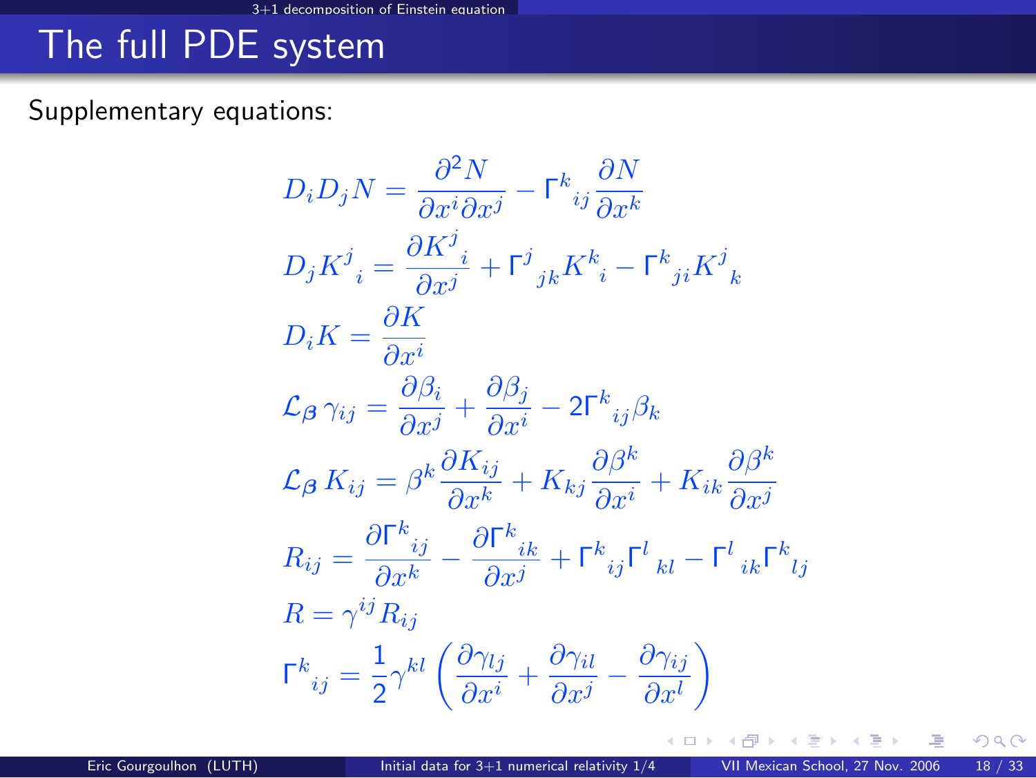# The full PDE system

Supplementary equations:

$$D_i D_j N = \frac{\partial^2 N}{\partial x^i \partial x^j} - \Gamma^k{}_{ij} \frac{\partial N}{\partial x^k}$$

$$D_j K^j{}_i = \frac{\partial K^j{}_i}{\partial x^j} + \Gamma^j{}_{jk} K^k{}_i - \Gamma^k{}_{ji} K^j{}_k$$

$$D_i K = \frac{\partial K}{\partial x^i}$$

$$\mathcal{L}_{\boldsymbol{\beta}}\, \gamma_{ij} = \frac{\partial \beta_i}{\partial x^j} + \frac{\partial \beta_j}{\partial x^i} - 2\Gamma^k{}_{ij}\beta_k$$

$$\mathcal{L}_{\boldsymbol{\beta}}\, K_{ij} = \beta^k \frac{\partial K_{ij}}{\partial x^k} + K_{kj} \frac{\partial \beta^k}{\partial x^i} + K_{ik} \frac{\partial \beta^k}{\partial x^j}$$

$$R_{ij} = \frac{\partial \Gamma^k{}_{ij}}{\partial x^k} - \frac{\partial \Gamma^k{}_{ik}}{\partial x^j} + \Gamma^k{}_{ij} \Gamma^l{}_{kl} - \Gamma^l{}_{ik} \Gamma^k{}_{lj}$$

$$R = \gamma^{ij} R_{ij}$$

$$\Gamma^k{}_{ij} = \frac{1}{2} \gamma^{kl} \left( \frac{\partial \gamma_{lj}}{\partial x^i} + \frac{\partial \gamma_{il}}{\partial x^j} - \frac{\partial \gamma_{ij}}{\partial x^l} \right)$$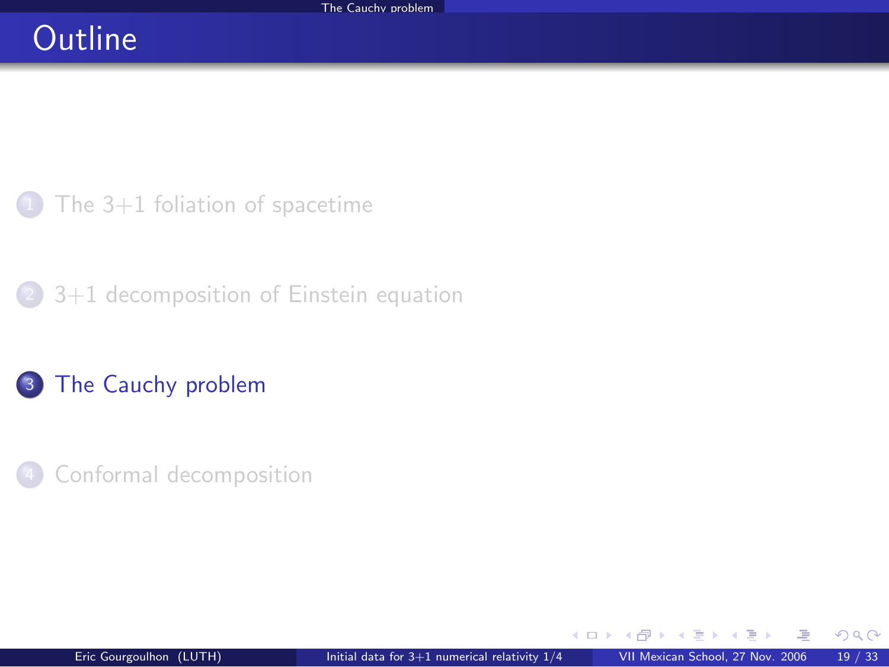# Outline

1. The 3+1 foliation of spacetime
2. 3+1 decomposition of Einstein equation
3. The Cauchy problem
4. Conformal decomposition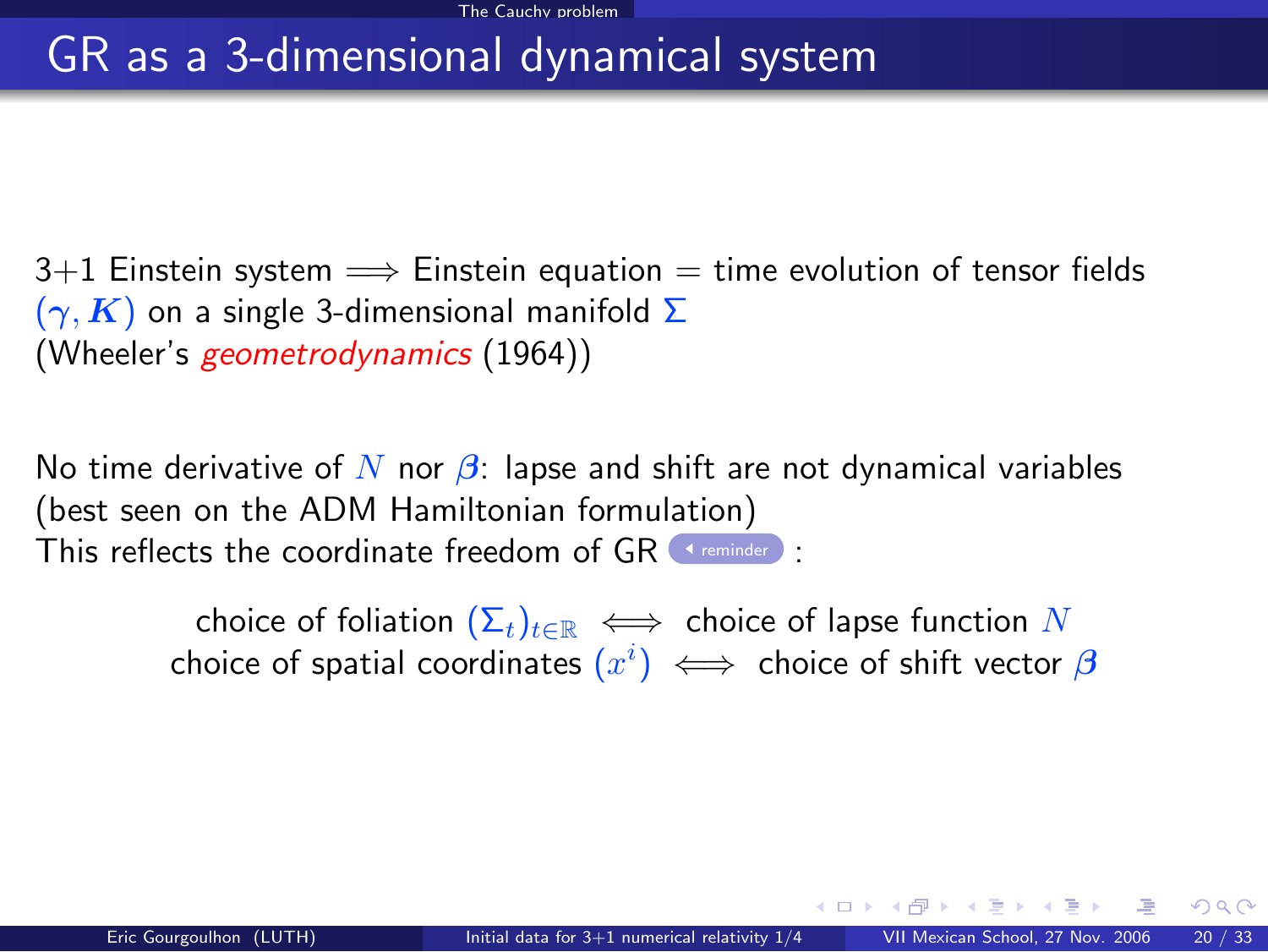# GR as a 3-dimensional dynamical system

3+1 Einstein system $\Longrightarrow$ Einstein equation = time evolution of tensor fields $(\gamma, \boldsymbol{K})$ on a single 3-dimensional manifold $\Sigma$
(Wheeler's *geometrodynamics* (1964))

No time derivative of $N$ nor $\boldsymbol{\beta}$: lapse and shift are not dynamical variables (best seen on the ADM Hamiltonian formulation)
This reflects the coordinate freedom of GR reminder :

$$\text{choice of foliation } (\Sigma_t)_{t\in\mathbb{R}} \iff \text{choice of lapse function } N$$

$$\text{choice of spatial coordinates } (x^i) \iff \text{choice of shift vector } \boldsymbol{\beta}$$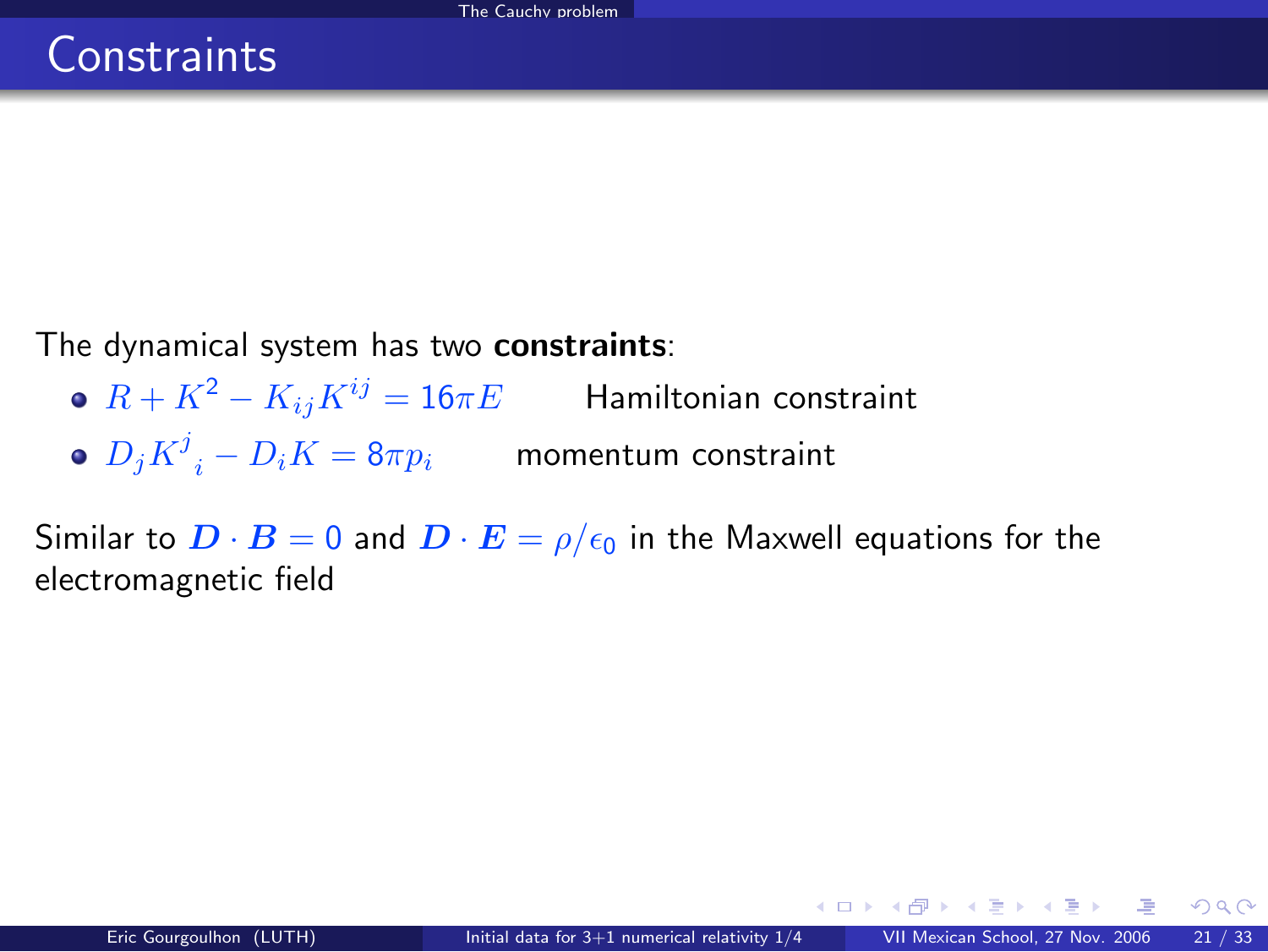# Constraints

The dynamical system has two **constraints**:

- $R + K^2 - K_{ij}K^{ij} = 16\pi E$ Hamiltonian constraint
- $D_j K^j{}_i - D_i K = 8\pi p_i$ momentum constraint

Similar to $\boldsymbol{D} \cdot \boldsymbol{B} = 0$ and $\boldsymbol{D} \cdot \boldsymbol{E} = \rho/\epsilon_0$ in the Maxwell equations for the electromagnetic field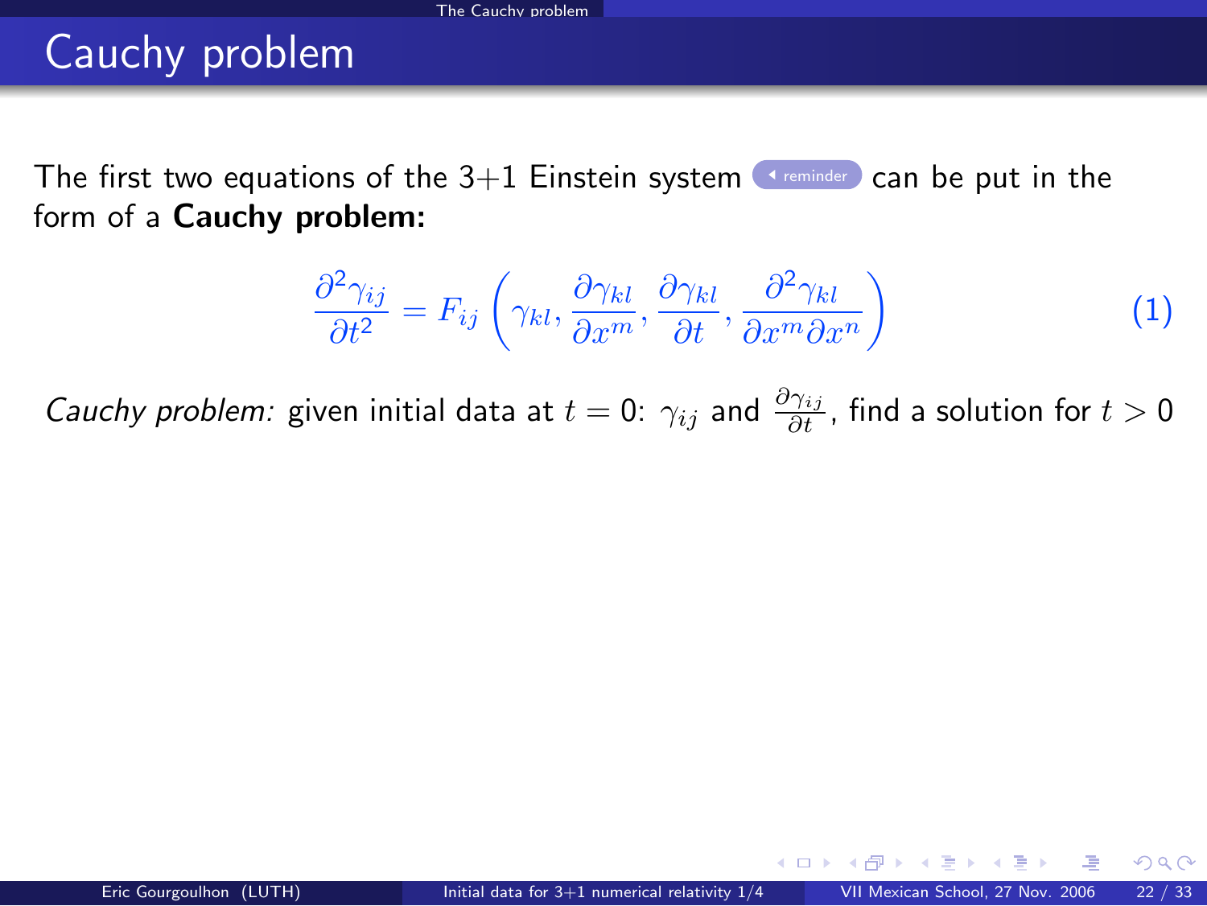# Cauchy problem

The first two equations of the 3+1 Einstein system ◂ reminder can be put in the form of a **Cauchy problem:**

$$\frac{\partial^2 \gamma_{ij}}{\partial t^2} = F_{ij}\left(\gamma_{kl}, \frac{\partial \gamma_{kl}}{\partial x^m}, \frac{\partial \gamma_{kl}}{\partial t}, \frac{\partial^2 \gamma_{kl}}{\partial x^m \partial x^n}\right) \tag{1}$$

*Cauchy problem:* given initial data at $t = 0$: $\gamma_{ij}$ and $\frac{\partial \gamma_{ij}}{\partial t}$, find a solution for $t > 0$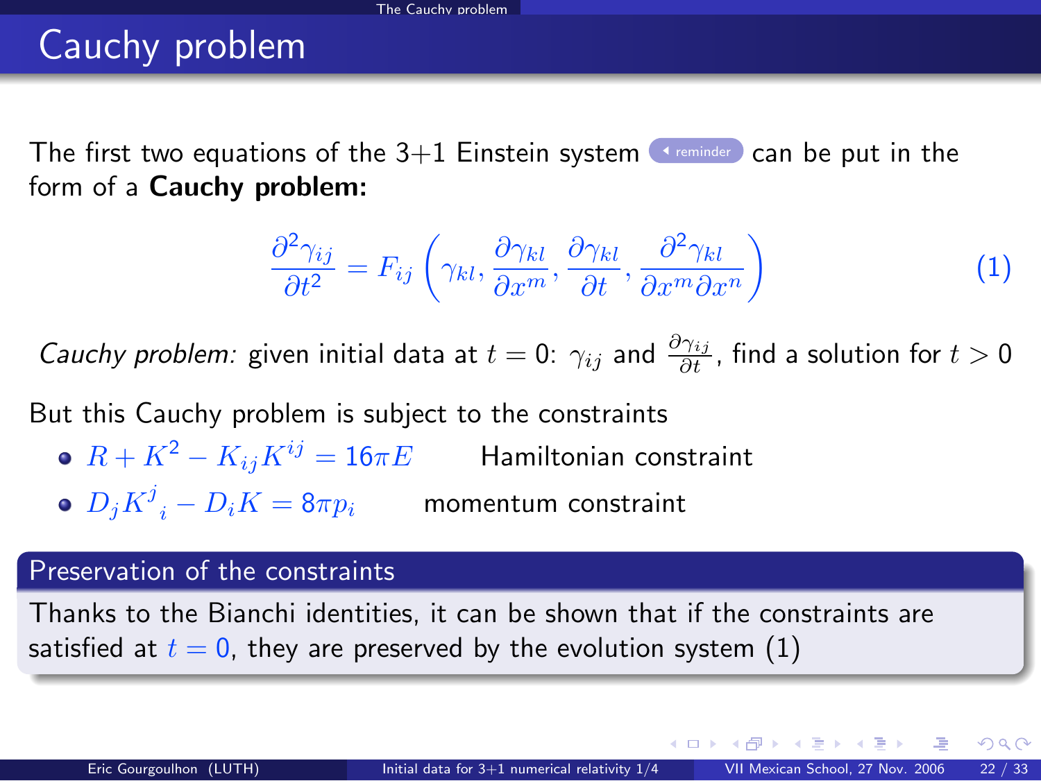# Cauchy problem

The first two equations of the 3+1 Einstein system ◂ reminder can be put in the form of a **Cauchy problem:**

$$\frac{\partial^2 \gamma_{ij}}{\partial t^2} = F_{ij}\left(\gamma_{kl}, \frac{\partial \gamma_{kl}}{\partial x^m}, \frac{\partial \gamma_{kl}}{\partial t}, \frac{\partial^2 \gamma_{kl}}{\partial x^m \partial x^n}\right) \quad (1)$$

*Cauchy problem:* given initial data at $t = 0$: $\gamma_{ij}$ and $\frac{\partial \gamma_{ij}}{\partial t}$, find a solution for $t > 0$

But this Cauchy problem is subject to the constraints

- $R + K^2 - K_{ij}K^{ij} = 16\pi E$ Hamiltonian constraint
- $D_j K^j{}_i - D_i K = 8\pi p_i$ momentum constraint

**Preservation of the constraints**

Thanks to the Bianchi identities, it can be shown that if the constraints are satisfied at $t = 0$, they are preserved by the evolution system (1)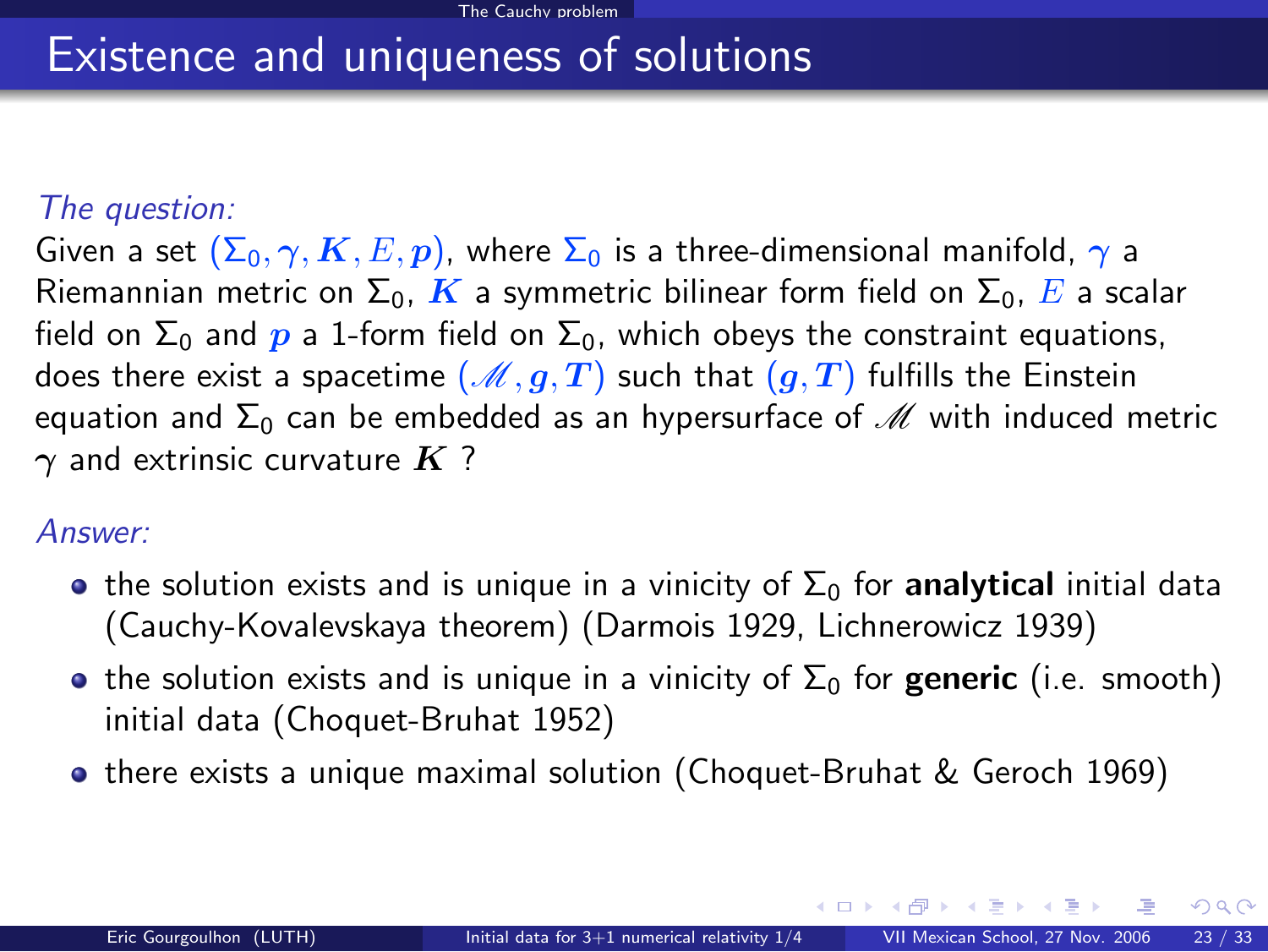# Existence and uniqueness of solutions

*The question:*

Given a set $(\Sigma_0, \gamma, \boldsymbol{K}, E, \boldsymbol{p})$, where $\Sigma_0$ is a three-dimensional manifold, $\gamma$ a Riemannian metric on $\Sigma_0$, $\boldsymbol{K}$ a symmetric bilinear form field on $\Sigma_0$, $E$ a scalar field on $\Sigma_0$ and $\boldsymbol{p}$ a 1-form field on $\Sigma_0$, which obeys the constraint equations, does there exist a spacetime $(\mathscr{M}, \boldsymbol{g}, \boldsymbol{T})$ such that $(\boldsymbol{g}, \boldsymbol{T})$ fulfills the Einstein equation and $\Sigma_0$ can be embedded as an hypersurface of $\mathscr{M}$ with induced metric $\gamma$ and extrinsic curvature $\boldsymbol{K}$ ?

*Answer:*

- the solution exists and is unique in a vinicity of $\Sigma_0$ for **analytical** initial data (Cauchy-Kovalevskaya theorem) (Darmois 1929, Lichnerowicz 1939)
- the solution exists and is unique in a vinicity of $\Sigma_0$ for **generic** (i.e. smooth) initial data (Choquet-Bruhat 1952)
- there exists a unique maximal solution (Choquet-Bruhat & Geroch 1969)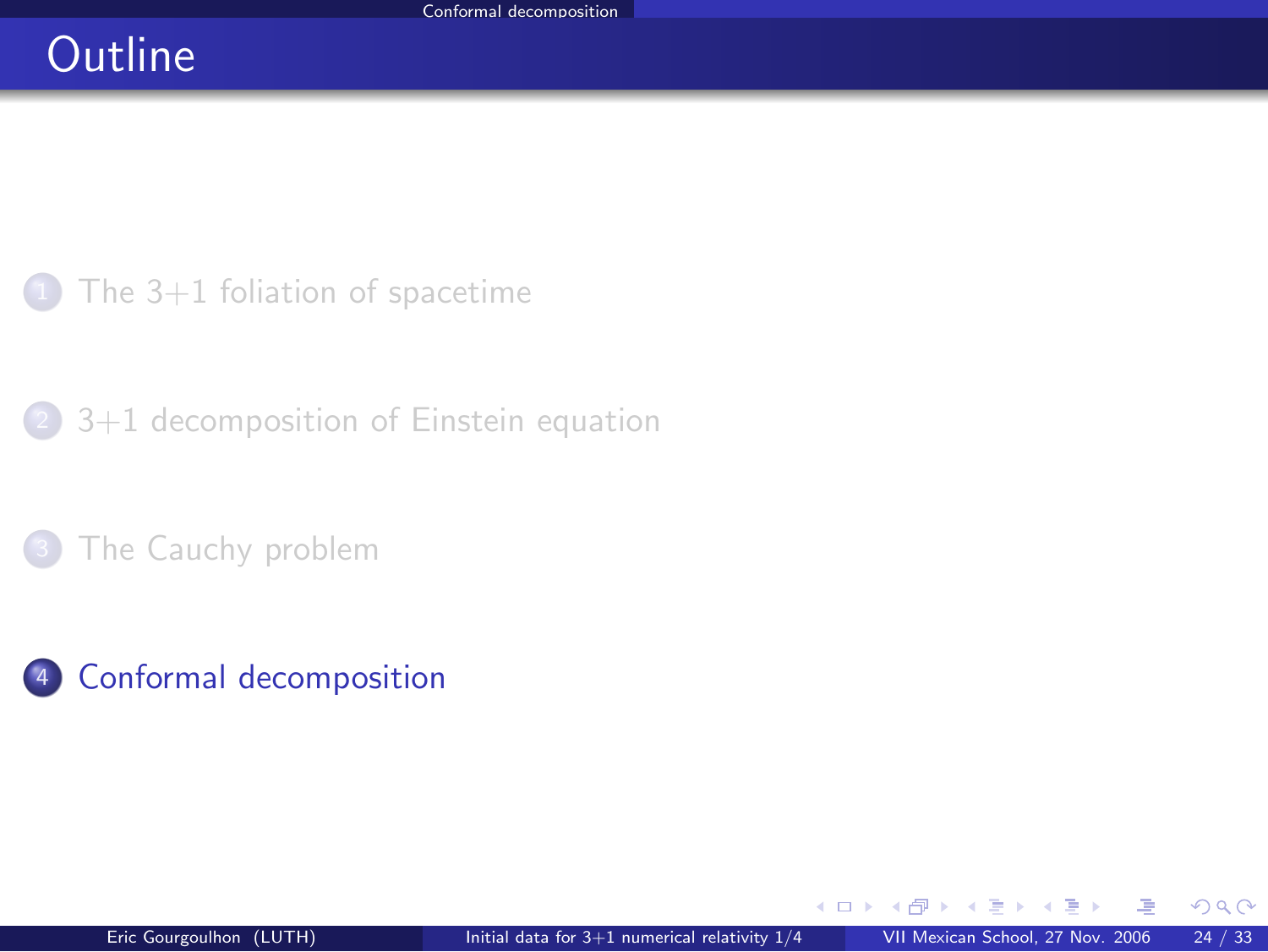# Outline

1. The 3+1 foliation of spacetime
2. 3+1 decomposition of Einstein equation
3. The Cauchy problem
4. Conformal decomposition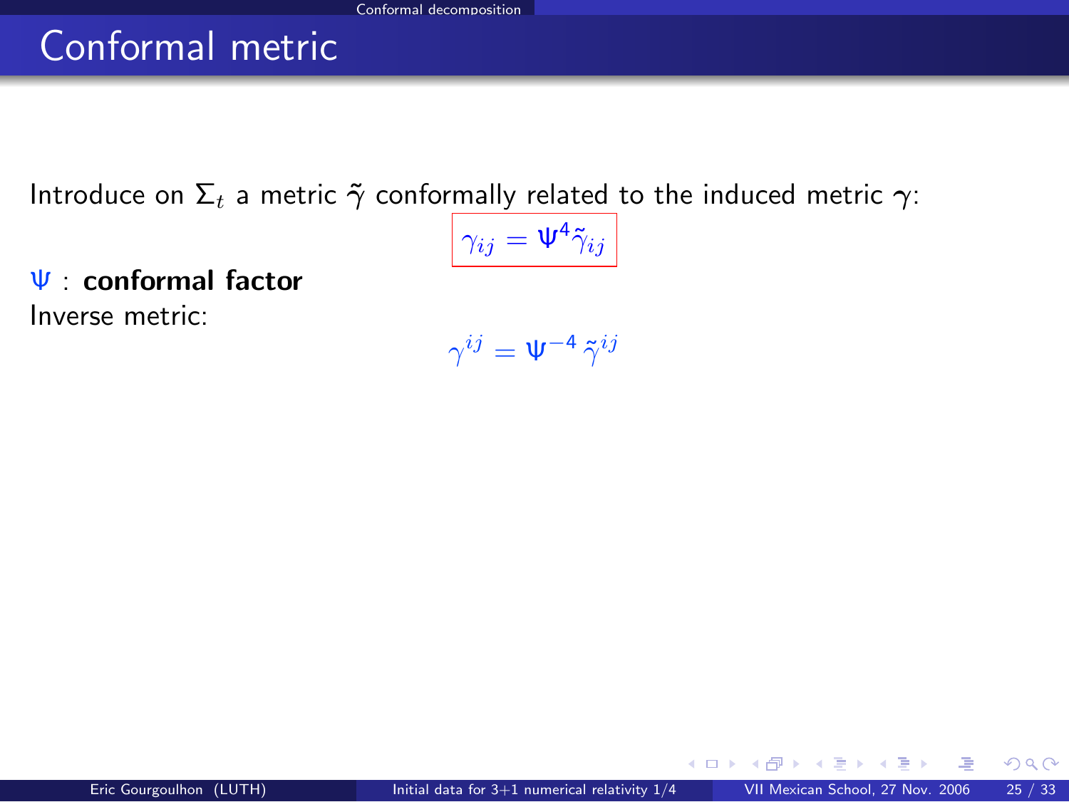# Conformal metric

Introduce on $\Sigma_t$ a metric $\tilde{\boldsymbol{\gamma}}$ conformally related to the induced metric $\boldsymbol{\gamma}$:

$$\boxed{\gamma_{ij} = \Psi^4 \tilde{\gamma}_{ij}}$$

$\Psi$ : **conformal factor**

Inverse metric:

$$\gamma^{ij} = \Psi^{-4} \, \tilde{\gamma}^{ij}$$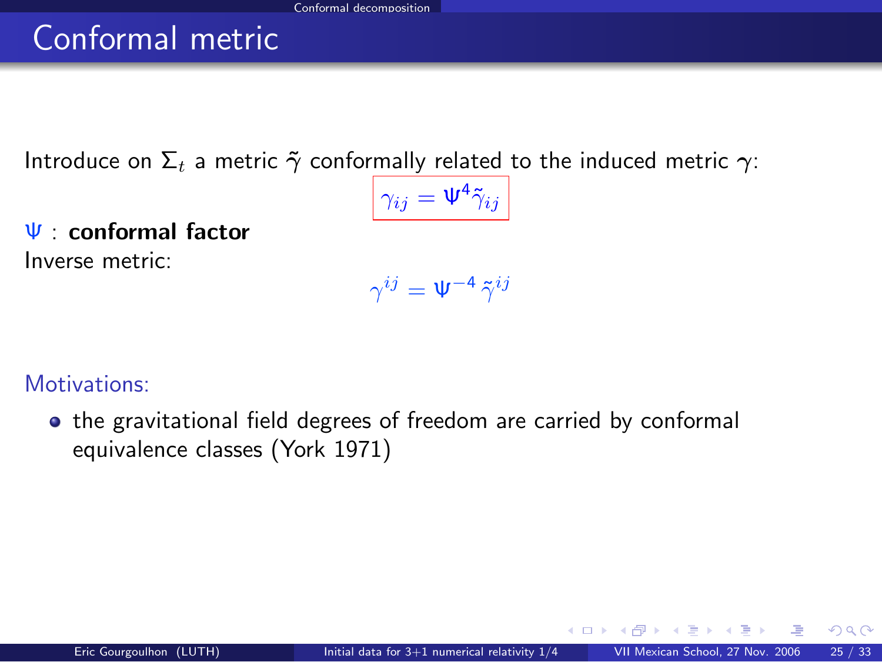# Conformal metric

Introduce on $\Sigma_t$ a metric $\tilde{\gamma}$ conformally related to the induced metric $\gamma$:

$$\gamma_{ij} = \Psi^4 \tilde{\gamma}_{ij}$$

$\Psi$ : **conformal factor**

Inverse metric:

$$\gamma^{ij} = \Psi^{-4} \, \tilde{\gamma}^{ij}$$

Motivations:

- the gravitational field degrees of freedom are carried by conformal equivalence classes (York 1971)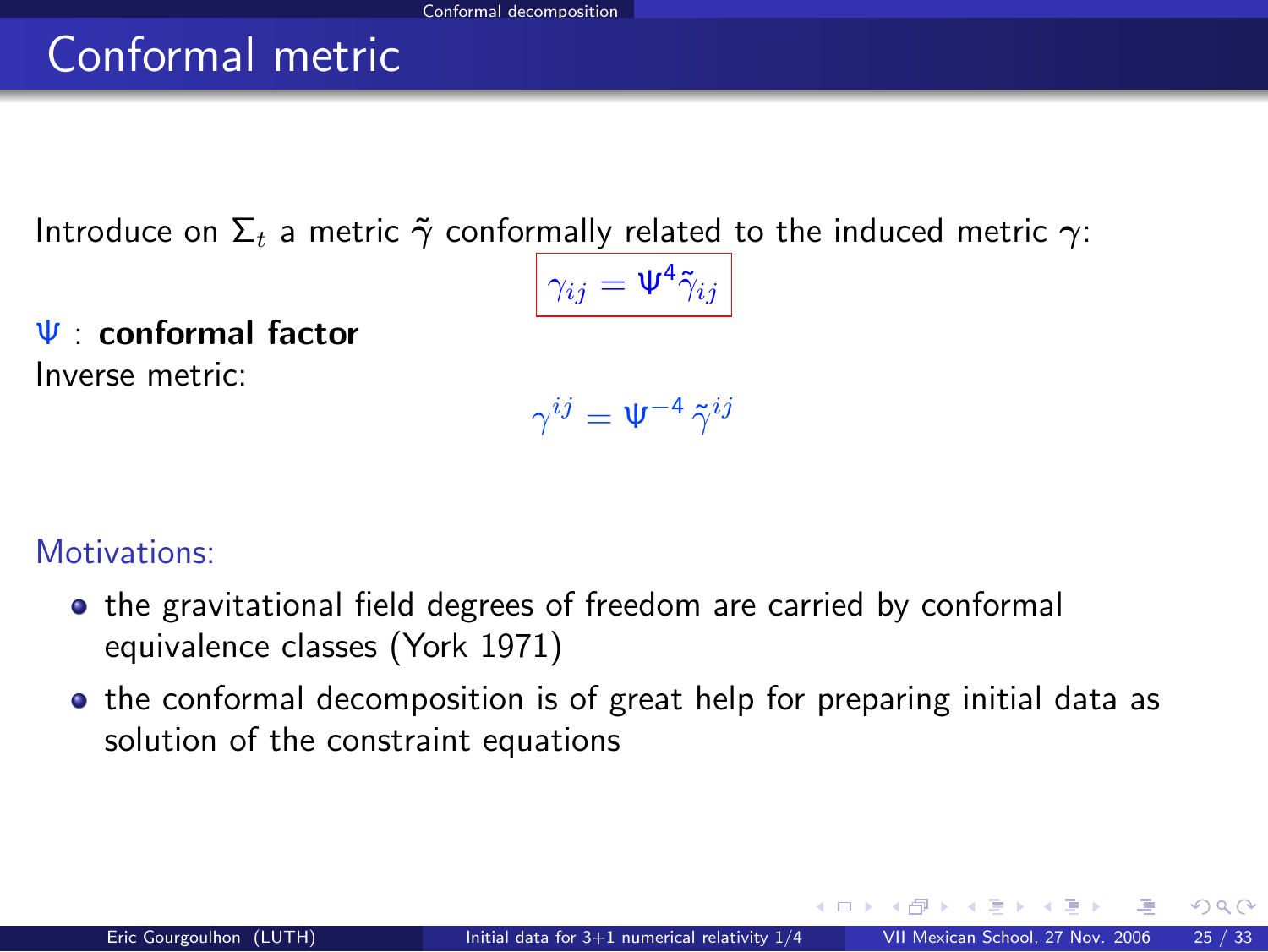# Conformal metric

Introduce on $\Sigma_t$ a metric $\tilde{\gamma}$ conformally related to the induced metric $\gamma$:

$$\boxed{\gamma_{ij} = \Psi^4 \tilde{\gamma}_{ij}}$$

$\Psi$ : **conformal factor**

Inverse metric:

$$\gamma^{ij} = \Psi^{-4} \, \tilde{\gamma}^{ij}$$

Motivations:

- the gravitational field degrees of freedom are carried by conformal equivalence classes (York 1971)
- the conformal decomposition is of great help for preparing initial data as solution of the constraint equations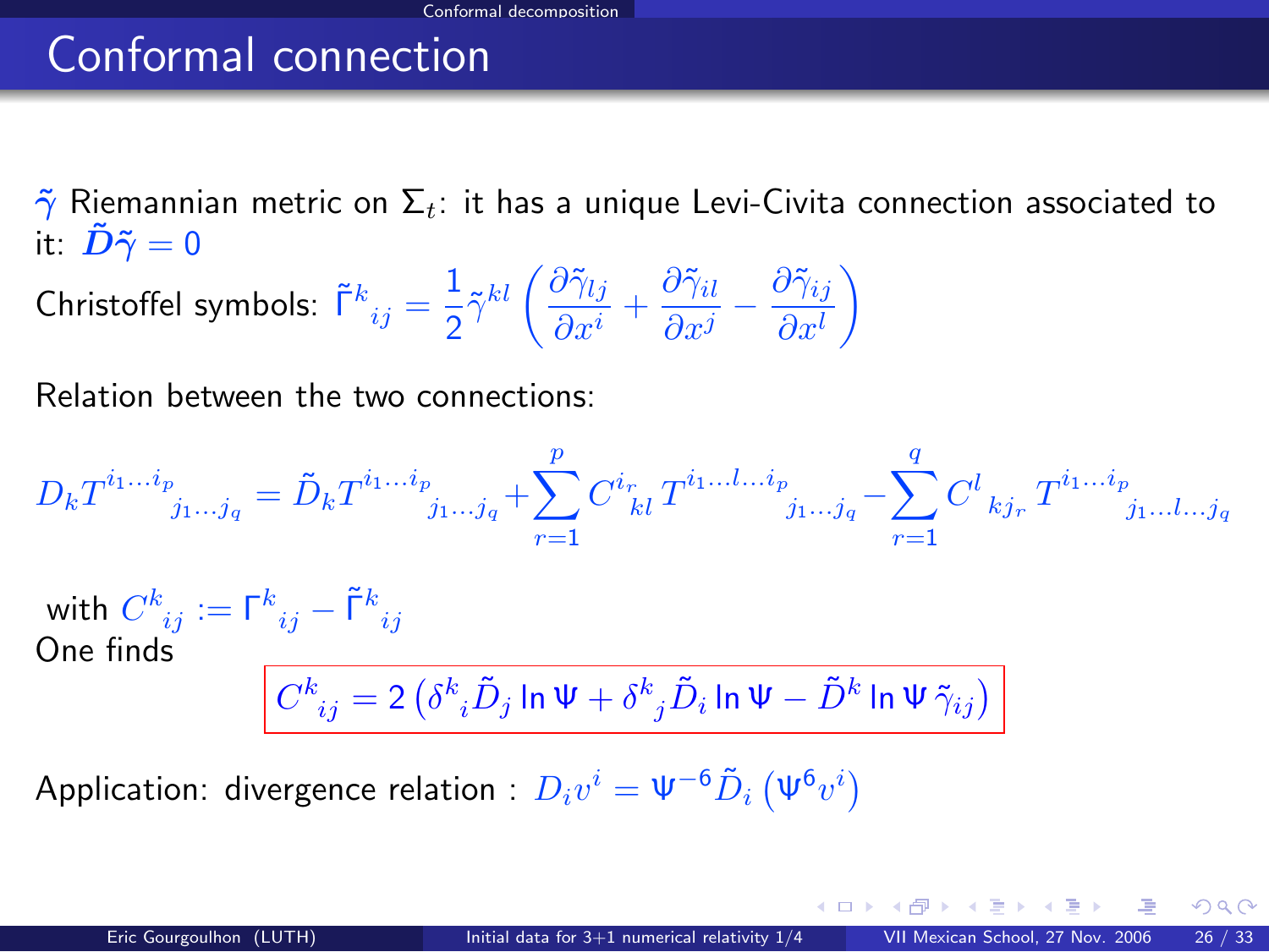# Conformal connection

$\tilde{\gamma}$ Riemannian metric on $\Sigma_t$: it has a unique Levi-Civita connection associated to it: $\tilde{\boldsymbol{D}}\tilde{\boldsymbol{\gamma}} = 0$

Christoffel symbols: $\tilde{\Gamma}^k_{\ \,ij} = \frac{1}{2}\tilde{\gamma}^{kl}\left(\frac{\partial \tilde{\gamma}_{lj}}{\partial x^i} + \frac{\partial \tilde{\gamma}_{il}}{\partial x^j} - \frac{\partial \tilde{\gamma}_{ij}}{\partial x^l}\right)$

Relation between the two connections:

$$D_k T^{i_1\ldots i_p}_{\qquad j_1\ldots j_q} = \tilde{D}_k T^{i_1\ldots i_p}_{\qquad j_1\ldots j_q} + \sum_{r=1}^{p} C^{i_r}_{\ \ kl}\, T^{i_1\ldots l \ldots i_p}_{\qquad\quad j_1\ldots j_q} - \sum_{r=1}^{q} C^{l}_{\ \,kj_r}\, T^{i_1\ldots i_p}_{\qquad j_1\ldots l\ldots j_q}$$

with $C^k_{\ \,ij} := \Gamma^k_{\ \,ij} - \tilde{\Gamma}^k_{\ \,ij}$

One finds

$$\boxed{C^k_{\ \,ij} = 2\left(\delta^k_{\ i}\tilde{D}_j \ln\Psi + \delta^k_{\ j}\tilde{D}_i \ln\Psi - \tilde{D}^k \ln\Psi\, \tilde{\gamma}_{ij}\right)}$$

Application: divergence relation : $D_i v^i = \Psi^{-6}\tilde{D}_i\left(\Psi^6 v^i\right)$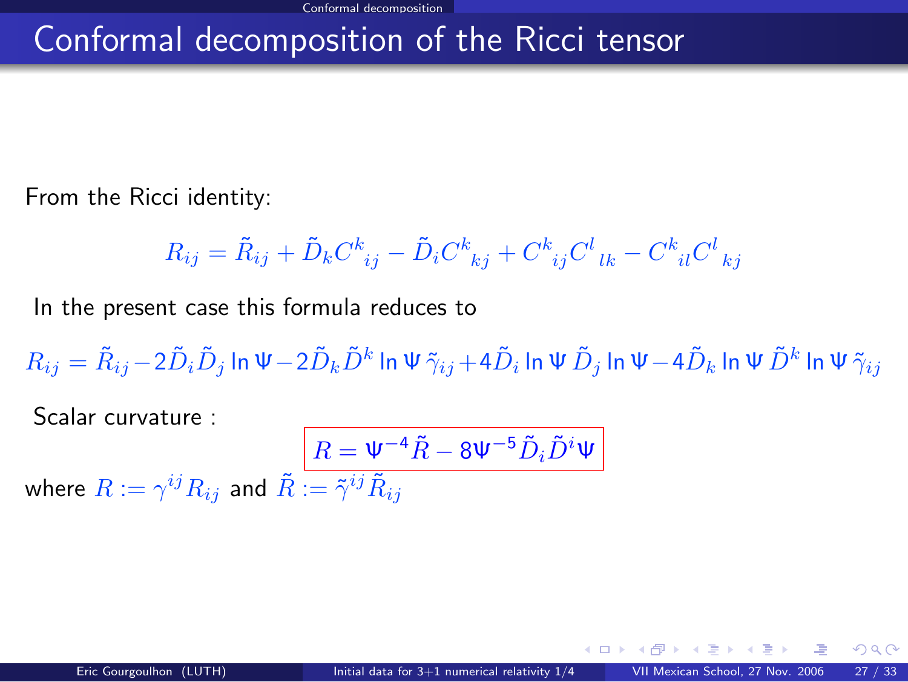# Conformal decomposition of the Ricci tensor

From the Ricci identity:

$$R_{ij} = \tilde{R}_{ij} + \tilde{D}_k C^k{}_{ij} - \tilde{D}_i C^k{}_{kj} + C^k{}_{ij} C^l{}_{lk} - C^k{}_{il} C^l{}_{kj}$$

In the present case this formula reduces to

$$R_{ij} = \tilde{R}_{ij} - 2\tilde{D}_i \tilde{D}_j \ln \Psi - 2\tilde{D}_k \tilde{D}^k \ln \Psi \, \tilde{\gamma}_{ij} + 4\tilde{D}_i \ln \Psi \, \tilde{D}_j \ln \Psi - 4\tilde{D}_k \ln \Psi \, \tilde{D}^k \ln \Psi \, \tilde{\gamma}_{ij}$$

Scalar curvature :

$$\boxed{R = \Psi^{-4} \tilde{R} - 8\Psi^{-5} \tilde{D}_i \tilde{D}^i \Psi}$$

where $R := \gamma^{ij} R_{ij}$ and $\tilde{R} := \tilde{\gamma}^{ij} \tilde{R}_{ij}$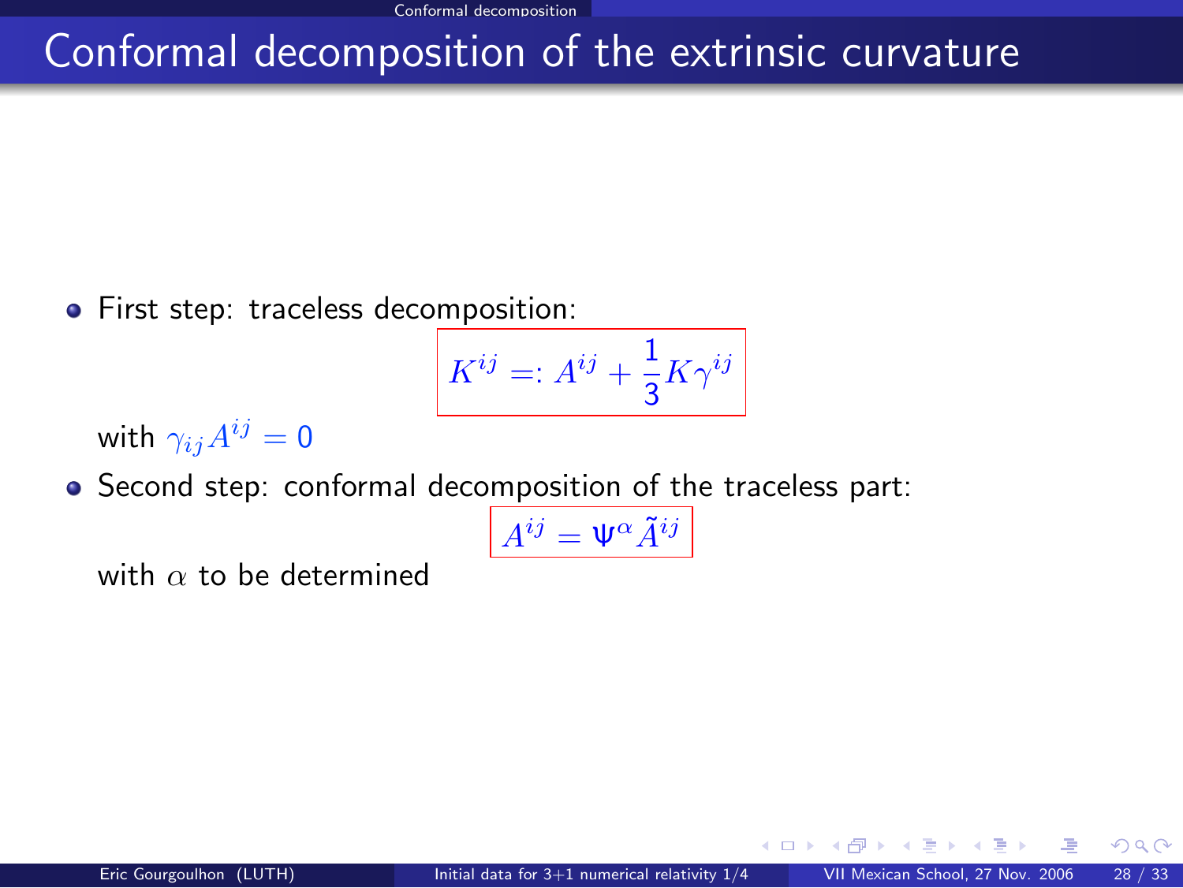# Conformal decomposition of the extrinsic curvature

- First step: traceless decomposition:

$$K^{ij} =: A^{ij} + \frac{1}{3} K \gamma^{ij}$$

with $\gamma_{ij} A^{ij} = 0$

- Second step: conformal decomposition of the traceless part:

$$A^{ij} = \Psi^{\alpha} \tilde{A}^{ij}$$

with $\alpha$ to be determined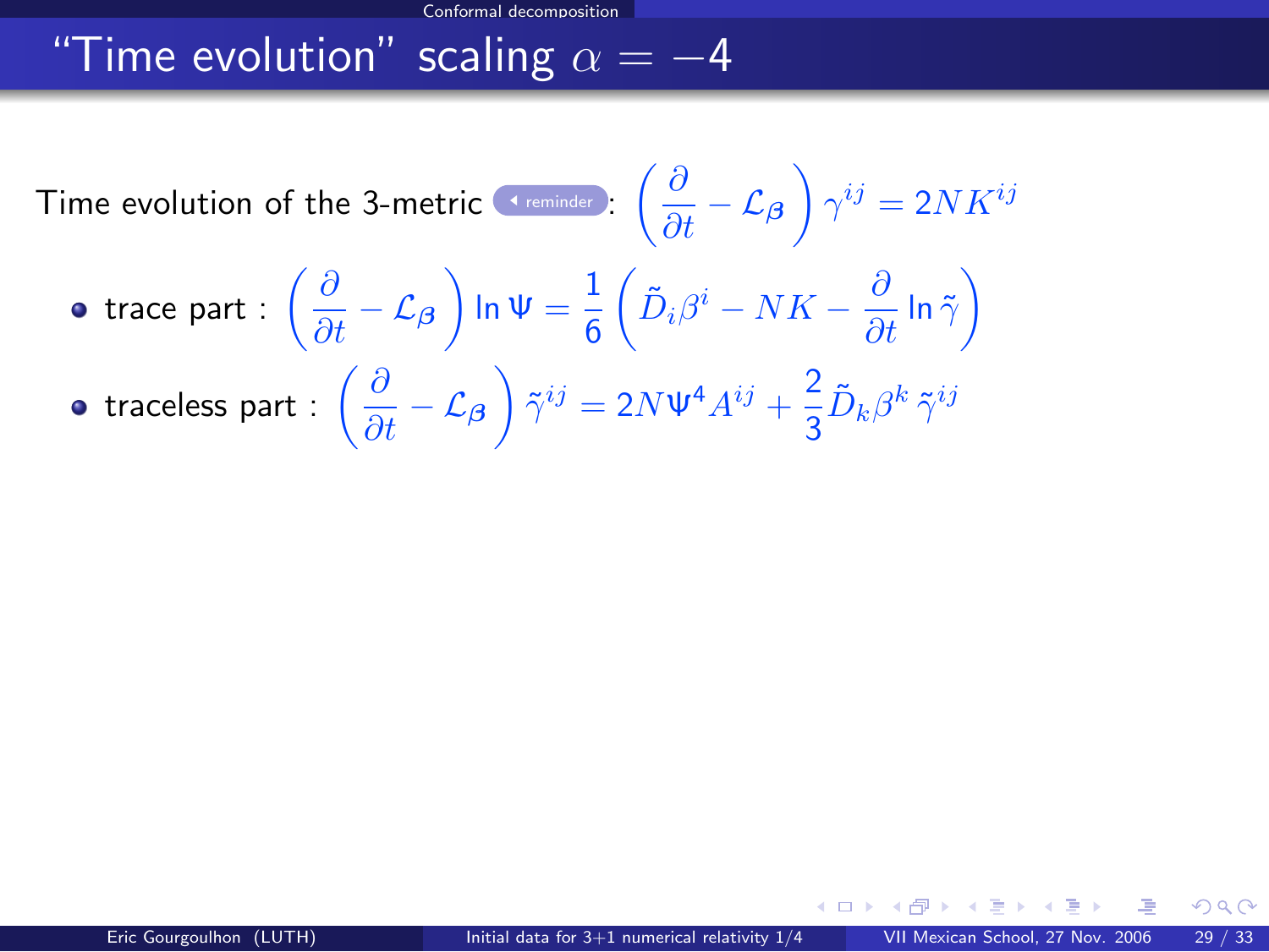# "Time evolution" scaling $\alpha = -4$

Time evolution of the 3-metric reminder: $\left(\frac{\partial}{\partial t} - \mathcal{L}_{\boldsymbol{\beta}}\right) \gamma^{ij} = 2NK^{ij}$

- trace part : $\left(\frac{\partial}{\partial t} - \mathcal{L}_{\boldsymbol{\beta}}\right) \ln \Psi = \frac{1}{6}\left(\tilde{D}_i\beta^i - NK - \frac{\partial}{\partial t}\ln\tilde{\gamma}\right)$
- traceless part : $\left(\frac{\partial}{\partial t} - \mathcal{L}_{\boldsymbol{\beta}}\right) \tilde{\gamma}^{ij} = 2N\Psi^4 A^{ij} + \frac{2}{3}\tilde{D}_k\beta^k\,\tilde{\gamma}^{ij}$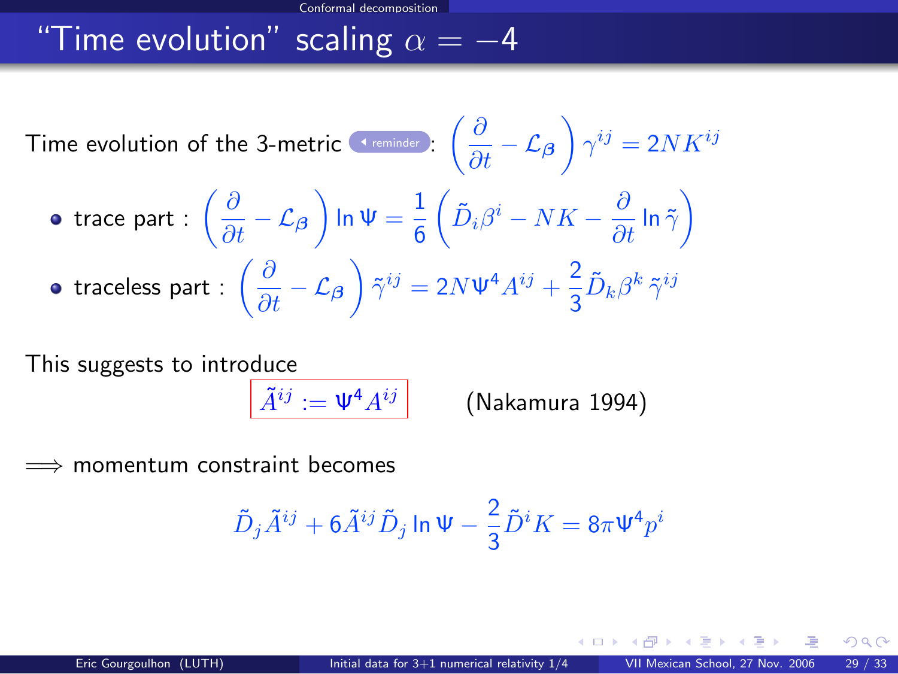# "Time evolution" scaling $\alpha = -4$

Time evolution of the 3-metric reminder: $\left(\frac{\partial}{\partial t} - \mathcal{L}_{\boldsymbol{\beta}}\right) \gamma^{ij} = 2NK^{ij}$

- trace part : $\left(\frac{\partial}{\partial t} - \mathcal{L}_{\boldsymbol{\beta}}\right) \ln \Psi = \frac{1}{6}\left(\tilde{D}_i \beta^i - NK - \frac{\partial}{\partial t} \ln \tilde{\gamma}\right)$
- traceless part : $\left(\frac{\partial}{\partial t} - \mathcal{L}_{\boldsymbol{\beta}}\right) \tilde{\gamma}^{ij} = 2N\Psi^4 A^{ij} + \frac{2}{3}\tilde{D}_k \beta^k \, \tilde{\gamma}^{ij}$

This suggests to introduce

$$\boxed{\tilde{A}^{ij} := \Psi^4 A^{ij}} \qquad \text{(Nakamura 1994)}$$

$\Longrightarrow$ momentum constraint becomes

$$\tilde{D}_j \tilde{A}^{ij} + 6\tilde{A}^{ij} \tilde{D}_j \ln \Psi - \frac{2}{3}\tilde{D}^i K = 8\pi \Psi^4 p^i$$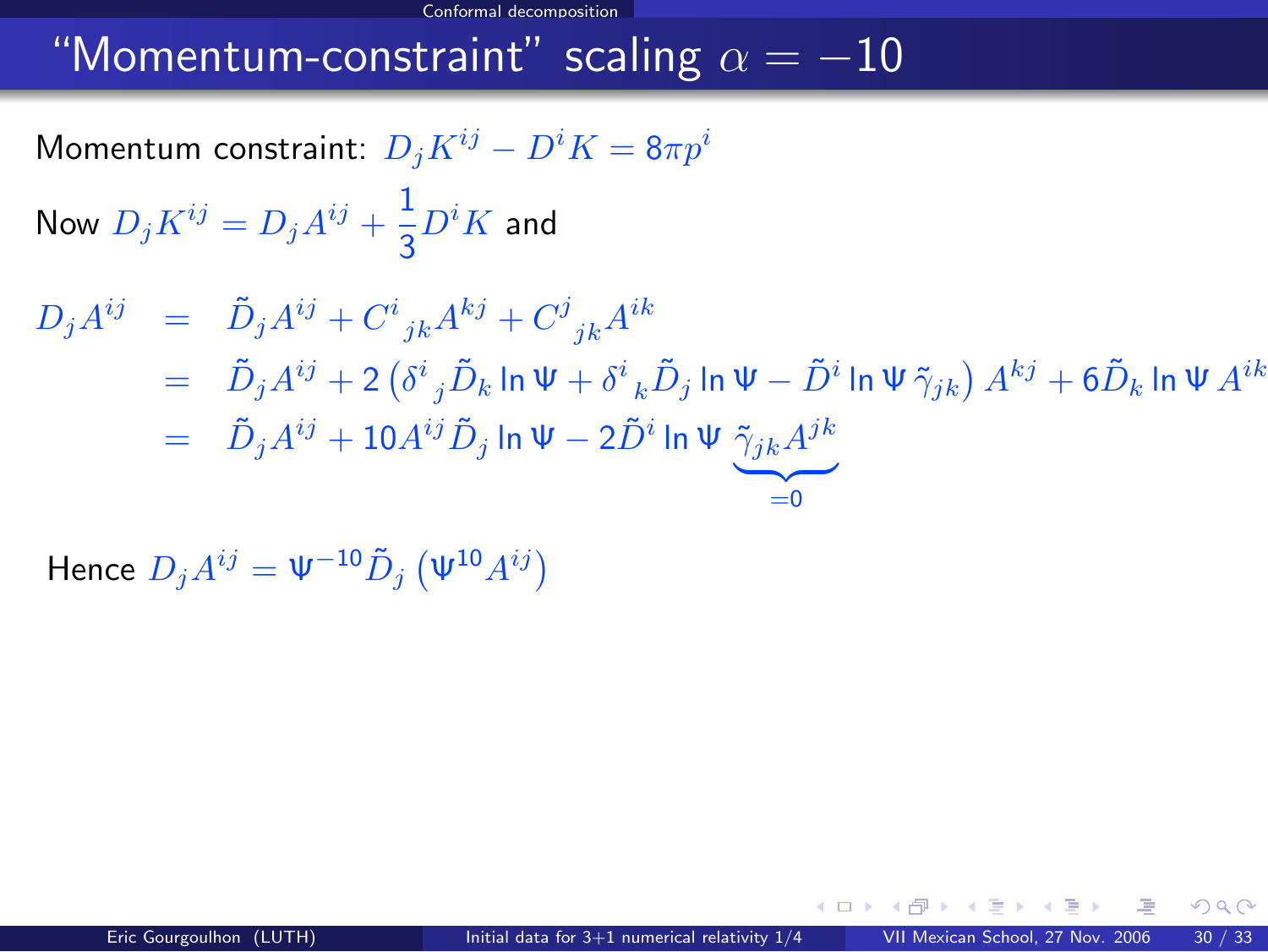# "Momentum-constraint" scaling $\alpha = -10$

Momentum constraint: $D_j K^{ij} - D^i K = 8\pi p^i$

Now $D_j K^{ij} = D_j A^{ij} + \frac{1}{3} D^i K$ and

$$
\begin{aligned}
D_j A^{ij} &= \tilde{D}_j A^{ij} + C^i{}_{jk} A^{kj} + C^j{}_{jk} A^{ik} \\
&= \tilde{D}_j A^{ij} + 2\left(\delta^i{}_j \tilde{D}_k \ln \Psi + \delta^i{}_k \tilde{D}_j \ln \Psi - \tilde{D}^i \ln \Psi \, \tilde{\gamma}_{jk}\right) A^{kj} + 6 \tilde{D}_k \ln \Psi \, A^{ik} \\
&= \tilde{D}_j A^{ij} + 10 A^{ij} \tilde{D}_j \ln \Psi - 2 \tilde{D}^i \ln \Psi \, \underbrace{\tilde{\gamma}_{jk} A^{jk}}_{=0}
\end{aligned}
$$

Hence $D_j A^{ij} = \Psi^{-10} \tilde{D}_j \left(\Psi^{10} A^{ij}\right)$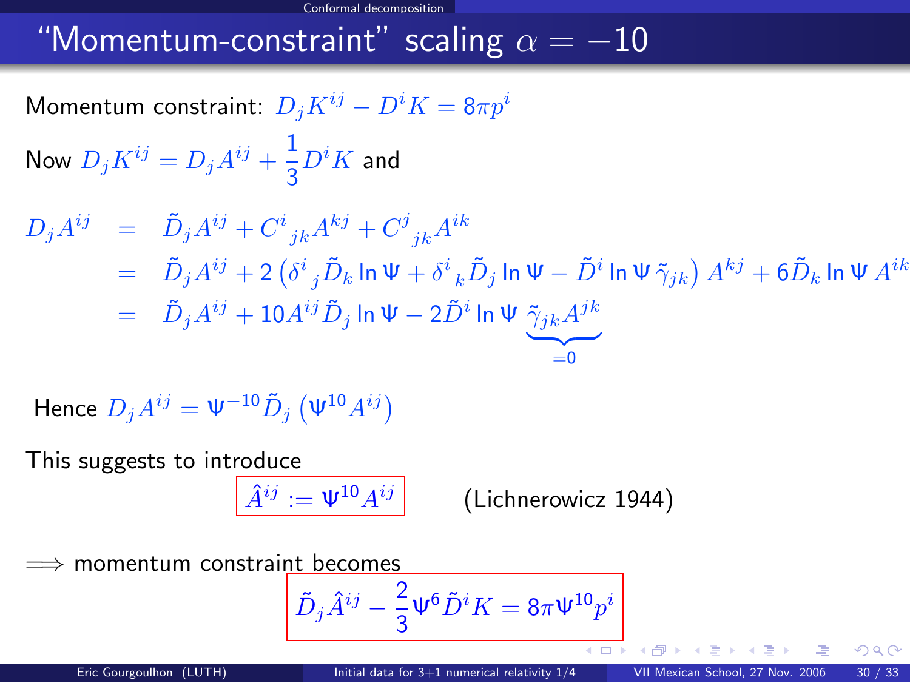# "Momentum-constraint" scaling $\alpha = -10$

Momentum constraint: $D_j K^{ij} - D^i K = 8\pi p^i$

Now $D_j K^{ij} = D_j A^{ij} + \frac{1}{3} D^i K$ and

$$
\begin{aligned}
D_j A^{ij} &= \tilde{D}_j A^{ij} + C^i{}_{jk} A^{kj} + C^j{}_{jk} A^{ik} \\
&= \tilde{D}_j A^{ij} + 2\left(\delta^i{}_j \tilde{D}_k \ln\Psi + \delta^i{}_k \tilde{D}_j \ln\Psi - \tilde{D}^i \ln\Psi\, \tilde{\gamma}_{jk}\right) A^{kj} + 6\tilde{D}_k \ln\Psi\, A^{ik} \\
&= \tilde{D}_j A^{ij} + 10 A^{ij} \tilde{D}_j \ln\Psi - 2\tilde{D}^i \ln\Psi\, \underbrace{\tilde{\gamma}_{jk} A^{jk}}_{=0}
\end{aligned}
$$

Hence $D_j A^{ij} = \Psi^{-10} \tilde{D}_j \left(\Psi^{10} A^{ij}\right)$

This suggests to introduce

$$\boxed{\hat{A}^{ij} := \Psi^{10} A^{ij}} \qquad \text{(Lichnerowicz 1944)}$$

$\Longrightarrow$ momentum constraint becomes

$$\boxed{\tilde{D}_j \hat{A}^{ij} - \frac{2}{3}\Psi^6 \tilde{D}^i K = 8\pi \Psi^{10} p^i}$$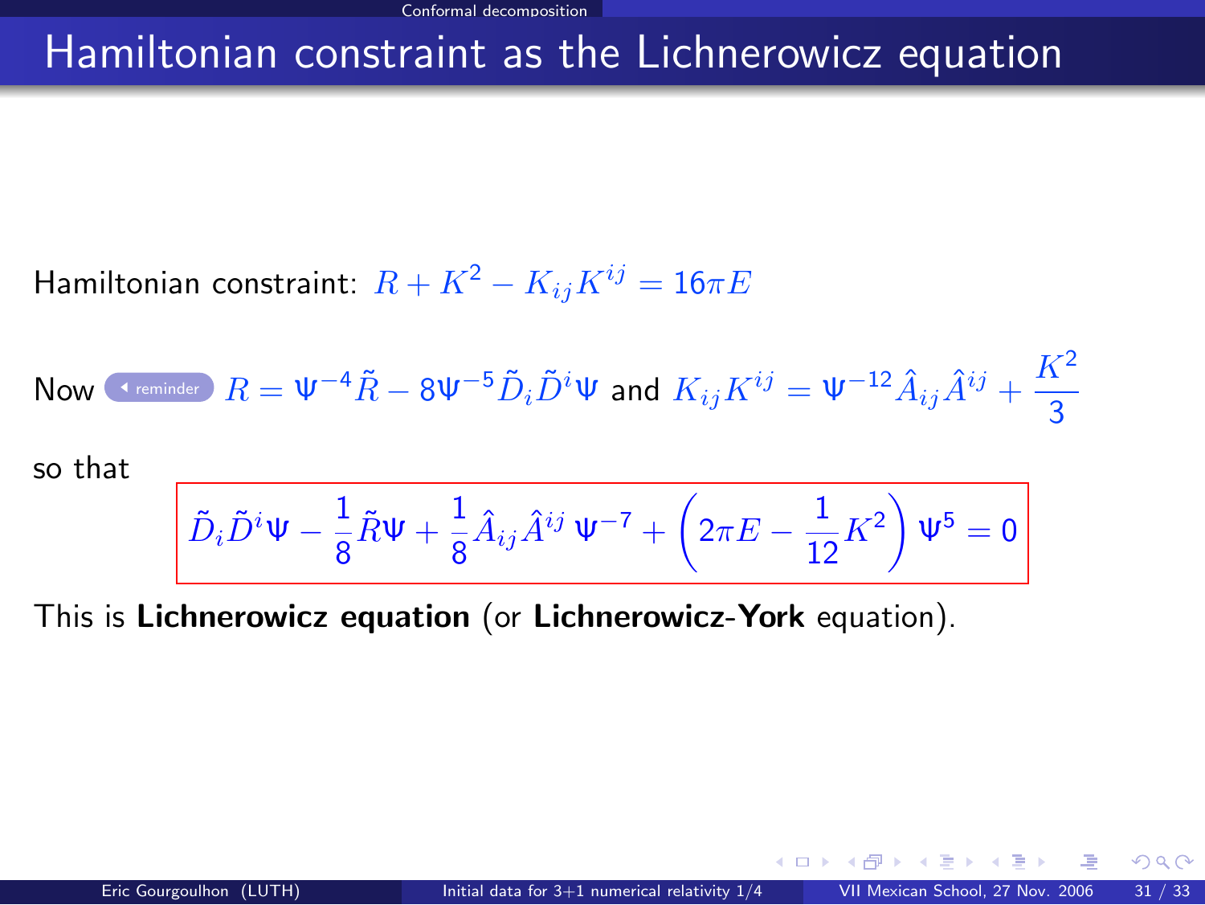# Hamiltonian constraint as the Lichnerowicz equation

Hamiltonian constraint: $R + K^2 - K_{ij}K^{ij} = 16\pi E$

Now reminder $R = \Psi^{-4}\tilde{R} - 8\Psi^{-5}\tilde{D}_i\tilde{D}^i\Psi$ and $K_{ij}K^{ij} = \Psi^{-12}\hat{A}_{ij}\hat{A}^{ij} + \frac{K^2}{3}$

so that

$$\tilde{D}_i\tilde{D}^i\Psi - \frac{1}{8}\tilde{R}\Psi + \frac{1}{8}\hat{A}_{ij}\hat{A}^{ij}\,\Psi^{-7} + \left(2\pi E - \frac{1}{12}K^2\right)\Psi^5 = 0$$

This is **Lichnerowicz equation** (or **Lichnerowicz-York** equation).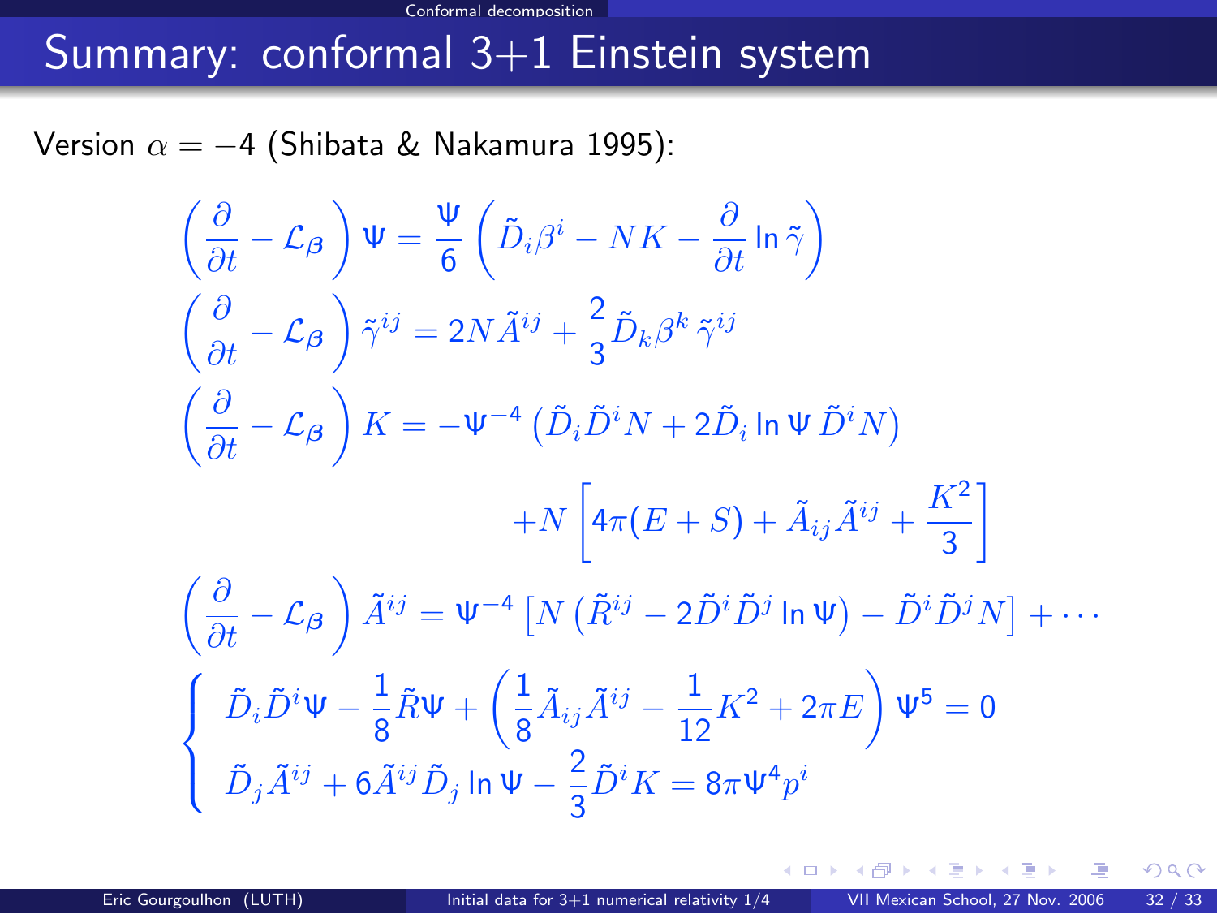## Summary: conformal 3+1 Einstein system

Version $\alpha = -4$ (Shibata & Nakamura 1995):

$$
\left(\frac{\partial}{\partial t} - \mathcal{L}_{\boldsymbol{\beta}}\right)\Psi = \frac{\Psi}{6}\left(\tilde{D}_i\beta^i - NK - \frac{\partial}{\partial t}\ln\tilde{\gamma}\right)
$$

$$
\left(\frac{\partial}{\partial t} - \mathcal{L}_{\boldsymbol{\beta}}\right)\tilde{\gamma}^{ij} = 2N\tilde{A}^{ij} + \frac{2}{3}\tilde{D}_k\beta^k\,\tilde{\gamma}^{ij}
$$

$$
\left(\frac{\partial}{\partial t} - \mathcal{L}_{\boldsymbol{\beta}}\right)K = -\Psi^{-4}\left(\tilde{D}_i\tilde{D}^iN + 2\tilde{D}_i\ln\Psi\,\tilde{D}^iN\right) + N\left[4\pi(E+S) + \tilde{A}_{ij}\tilde{A}^{ij} + \frac{K^2}{3}\right]
$$

$$
\left(\frac{\partial}{\partial t} - \mathcal{L}_{\boldsymbol{\beta}}\right)\tilde{A}^{ij} = \Psi^{-4}\left[N\left(\tilde{R}^{ij} - 2\tilde{D}^i\tilde{D}^j\ln\Psi\right) - \tilde{D}^i\tilde{D}^jN\right] + \cdots
$$

$$
\begin{cases}
\tilde{D}_i\tilde{D}^i\Psi - \dfrac{1}{8}\tilde{R}\Psi + \left(\dfrac{1}{8}\tilde{A}_{ij}\tilde{A}^{ij} - \dfrac{1}{12}K^2 + 2\pi E\right)\Psi^5 = 0 \\[2ex]
\tilde{D}_j\tilde{A}^{ij} + 6\tilde{A}^{ij}\tilde{D}_j\ln\Psi - \dfrac{2}{3}\tilde{D}^iK = 8\pi\Psi^4p^i
\end{cases}
$$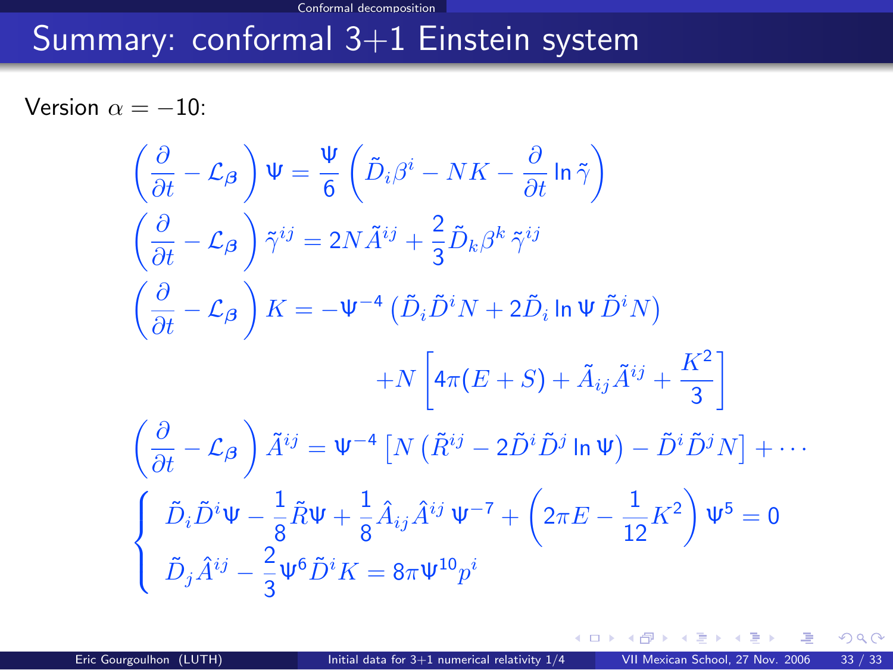## Summary: conformal 3+1 Einstein system

Version $\alpha = -10$:

$$\left(\frac{\partial}{\partial t} - \mathcal{L}_{\boldsymbol{\beta}}\right)\Psi = \frac{\Psi}{6}\left(\tilde{D}_i\beta^i - NK - \frac{\partial}{\partial t}\ln\tilde{\gamma}\right)$$

$$\left(\frac{\partial}{\partial t} - \mathcal{L}_{\boldsymbol{\beta}}\right)\tilde{\gamma}^{ij} = 2N\tilde{A}^{ij} + \frac{2}{3}\tilde{D}_k\beta^k\,\tilde{\gamma}^{ij}$$

$$\left(\frac{\partial}{\partial t} - \mathcal{L}_{\boldsymbol{\beta}}\right)K = -\Psi^{-4}\left(\tilde{D}_i\tilde{D}^iN + 2\tilde{D}_i\ln\Psi\,\tilde{D}^iN\right) + N\left[4\pi(E+S) + \tilde{A}_{ij}\tilde{A}^{ij} + \frac{K^2}{3}\right]$$

$$\left(\frac{\partial}{\partial t} - \mathcal{L}_{\boldsymbol{\beta}}\right)\tilde{A}^{ij} = \Psi^{-4}\left[N\left(\tilde{R}^{ij} - 2\tilde{D}^i\tilde{D}^j\ln\Psi\right) - \tilde{D}^i\tilde{D}^jN\right] + \cdots$$

$$\begin{cases} \tilde{D}_i\tilde{D}^i\Psi - \dfrac{1}{8}\tilde{R}\Psi + \dfrac{1}{8}\hat{A}_{ij}\hat{A}^{ij}\,\Psi^{-7} + \left(2\pi E - \dfrac{1}{12}K^2\right)\Psi^5 = 0 \\ \tilde{D}_j\hat{A}^{ij} - \dfrac{2}{3}\Psi^6\tilde{D}^iK = 8\pi\Psi^{10}p^i \end{cases}$$